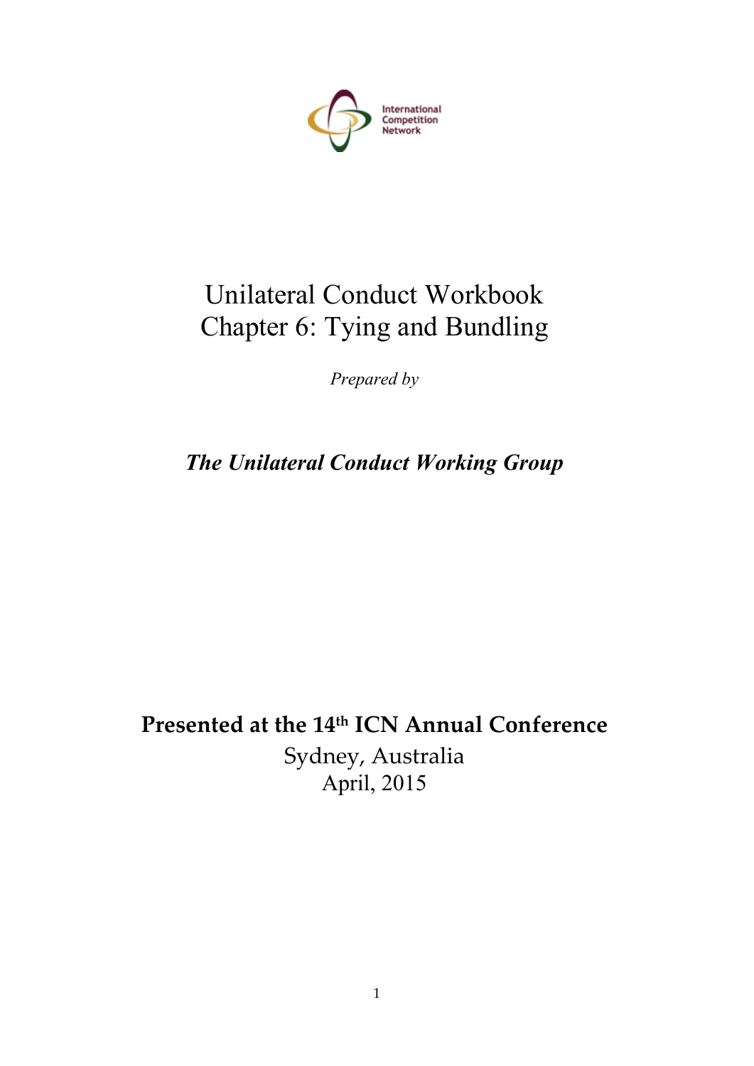International Competition Network

# Unilateral Conduct Workbook
# Chapter 6: Tying and Bundling

*Prepared by*

***The Unilateral Conduct Working Group***

**Presented at the 14th ICN Annual Conference**

Sydney, Australia

April, 2015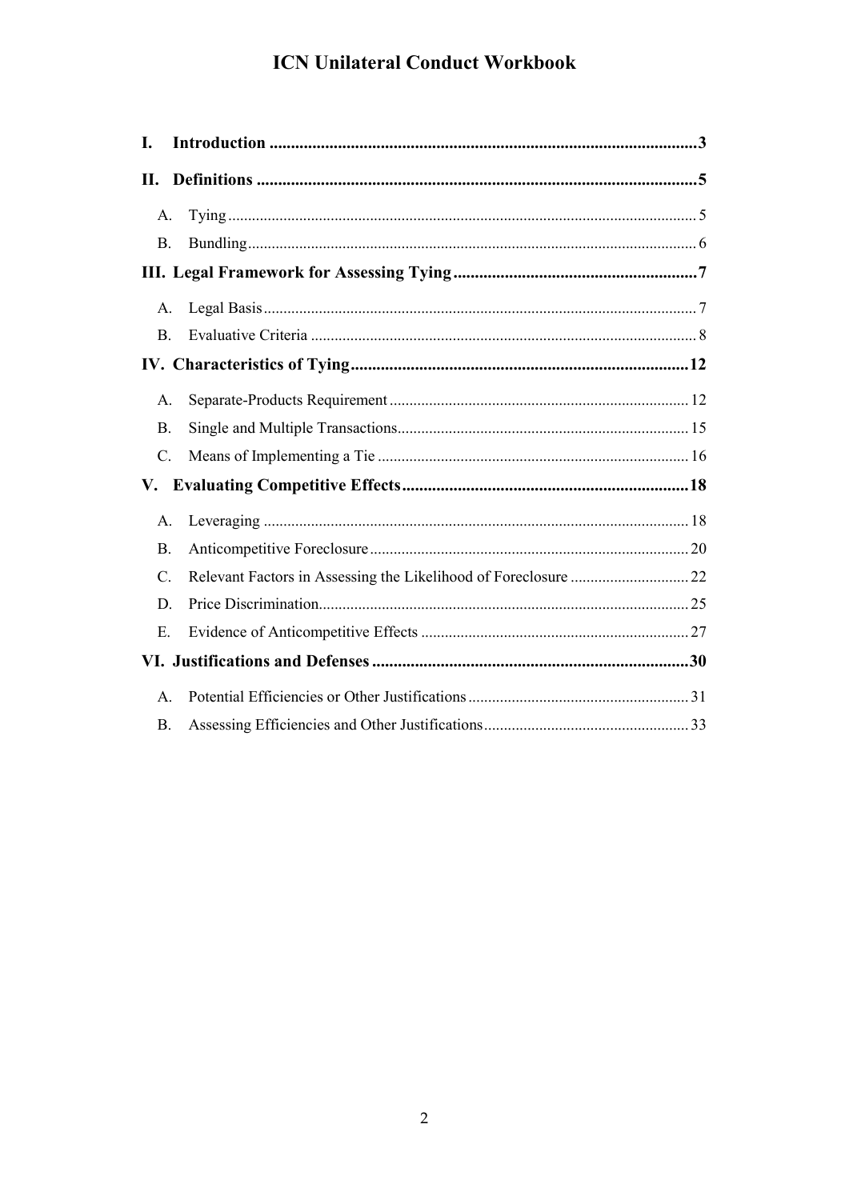# ICN Unilateral Conduct Workbook

**I. Introduction** .......... 3

**II. Definitions** .......... 5

- A. Tying .......... 5
- B. Bundling .......... 6

**III. Legal Framework for Assessing Tying** .......... 7

- A. Legal Basis .......... 7
- B. Evaluative Criteria .......... 8

**IV. Characteristics of Tying** .......... 12

- A. Separate-Products Requirement .......... 12
- B. Single and Multiple Transactions .......... 15
- C. Means of Implementing a Tie .......... 16

**V. Evaluating Competitive Effects** .......... 18

- A. Leveraging .......... 18
- B. Anticompetitive Foreclosure .......... 20
- C. Relevant Factors in Assessing the Likelihood of Foreclosure .......... 22
- D. Price Discrimination .......... 25
- E. Evidence of Anticompetitive Effects .......... 27

**VI. Justifications and Defenses** .......... 30

- A. Potential Efficiencies or Other Justifications .......... 31
- B. Assessing Efficiencies and Other Justifications .......... 33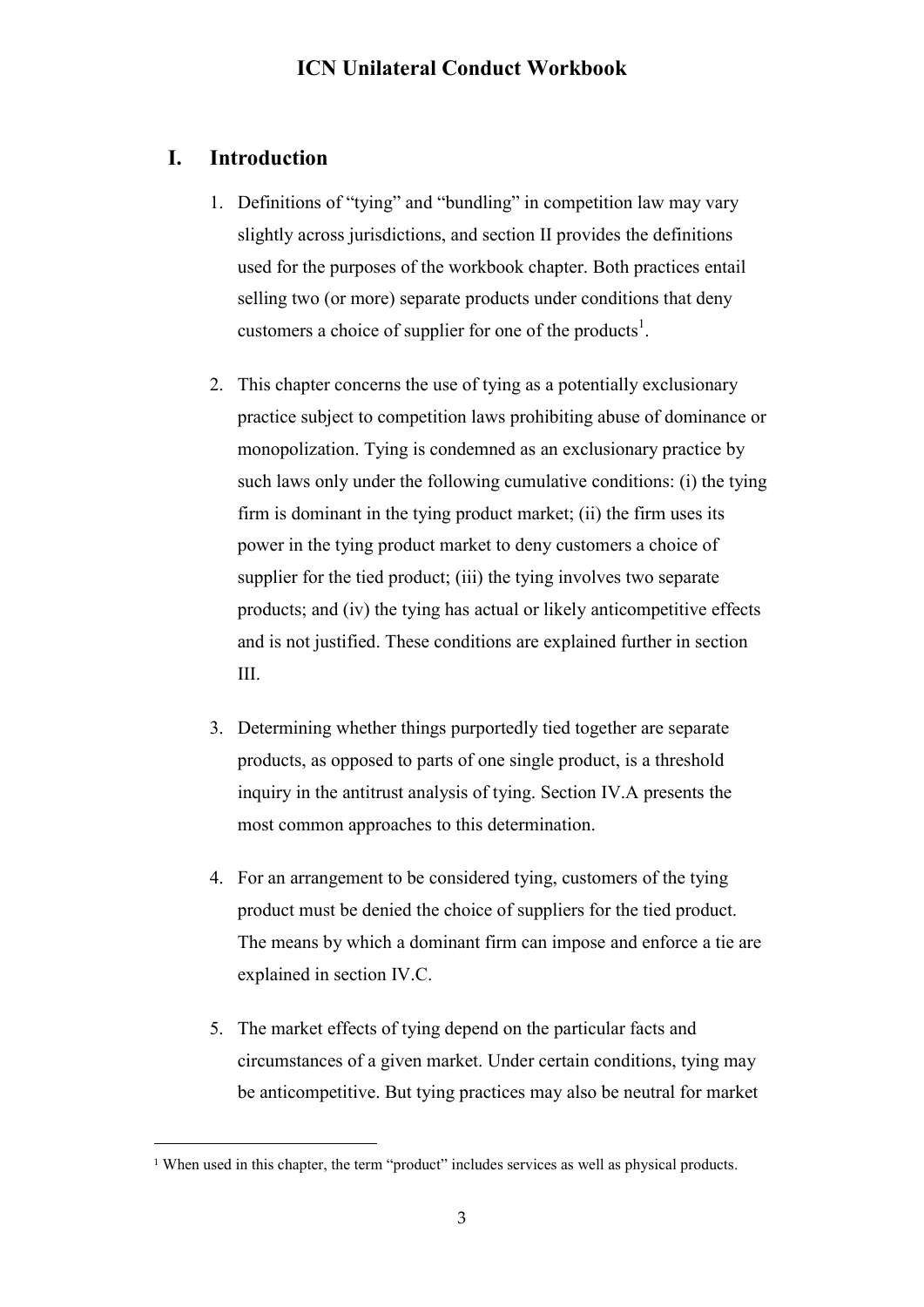## I. Introduction

1. Definitions of "tying" and "bundling" in competition law may vary slightly across jurisdictions, and section II provides the definitions used for the purposes of the workbook chapter. Both practices entail selling two (or more) separate products under conditions that deny customers a choice of supplier for one of the products[1].

2. This chapter concerns the use of tying as a potentially exclusionary practice subject to competition laws prohibiting abuse of dominance or monopolization. Tying is condemned as an exclusionary practice by such laws only under the following cumulative conditions: (i) the tying firm is dominant in the tying product market; (ii) the firm uses its power in the tying product market to deny customers a choice of supplier for the tied product; (iii) the tying involves two separate products; and (iv) the tying has actual or likely anticompetitive effects and is not justified. These conditions are explained further in section III.

3. Determining whether things purportedly tied together are separate products, as opposed to parts of one single product, is a threshold inquiry in the antitrust analysis of tying. Section IV.A presents the most common approaches to this determination.

4. For an arrangement to be considered tying, customers of the tying product must be denied the choice of suppliers for the tied product. The means by which a dominant firm can impose and enforce a tie are explained in section IV.C.

5. The market effects of tying depend on the particular facts and circumstances of a given market. Under certain conditions, tying may be anticompetitive. But tying practices may also be neutral for market

[1] When used in this chapter, the term "product" includes services as well as physical products.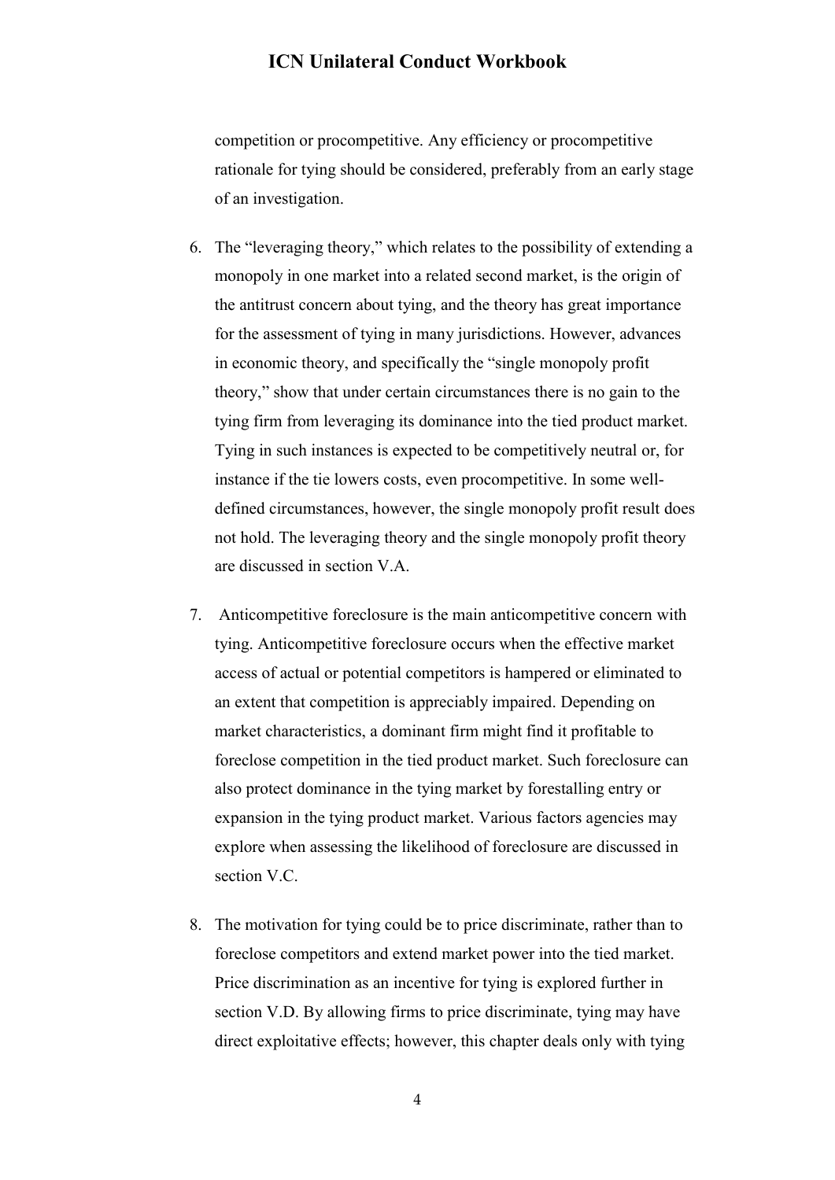competition or procompetitive. Any efficiency or procompetitive rationale for tying should be considered, preferably from an early stage of an investigation.

6. The "leveraging theory," which relates to the possibility of extending a monopoly in one market into a related second market, is the origin of the antitrust concern about tying, and the theory has great importance for the assessment of tying in many jurisdictions. However, advances in economic theory, and specifically the "single monopoly profit theory," show that under certain circumstances there is no gain to the tying firm from leveraging its dominance into the tied product market. Tying in such instances is expected to be competitively neutral or, for instance if the tie lowers costs, even procompetitive. In some well-defined circumstances, however, the single monopoly profit result does not hold. The leveraging theory and the single monopoly profit theory are discussed in section V.A.

7. Anticompetitive foreclosure is the main anticompetitive concern with tying. Anticompetitive foreclosure occurs when the effective market access of actual or potential competitors is hampered or eliminated to an extent that competition is appreciably impaired. Depending on market characteristics, a dominant firm might find it profitable to foreclose competition in the tied product market. Such foreclosure can also protect dominance in the tying market by forestalling entry or expansion in the tying product market. Various factors agencies may explore when assessing the likelihood of foreclosure are discussed in section V.C.

8. The motivation for tying could be to price discriminate, rather than to foreclose competitors and extend market power into the tied market. Price discrimination as an incentive for tying is explored further in section V.D. By allowing firms to price discriminate, tying may have direct exploitative effects; however, this chapter deals only with tying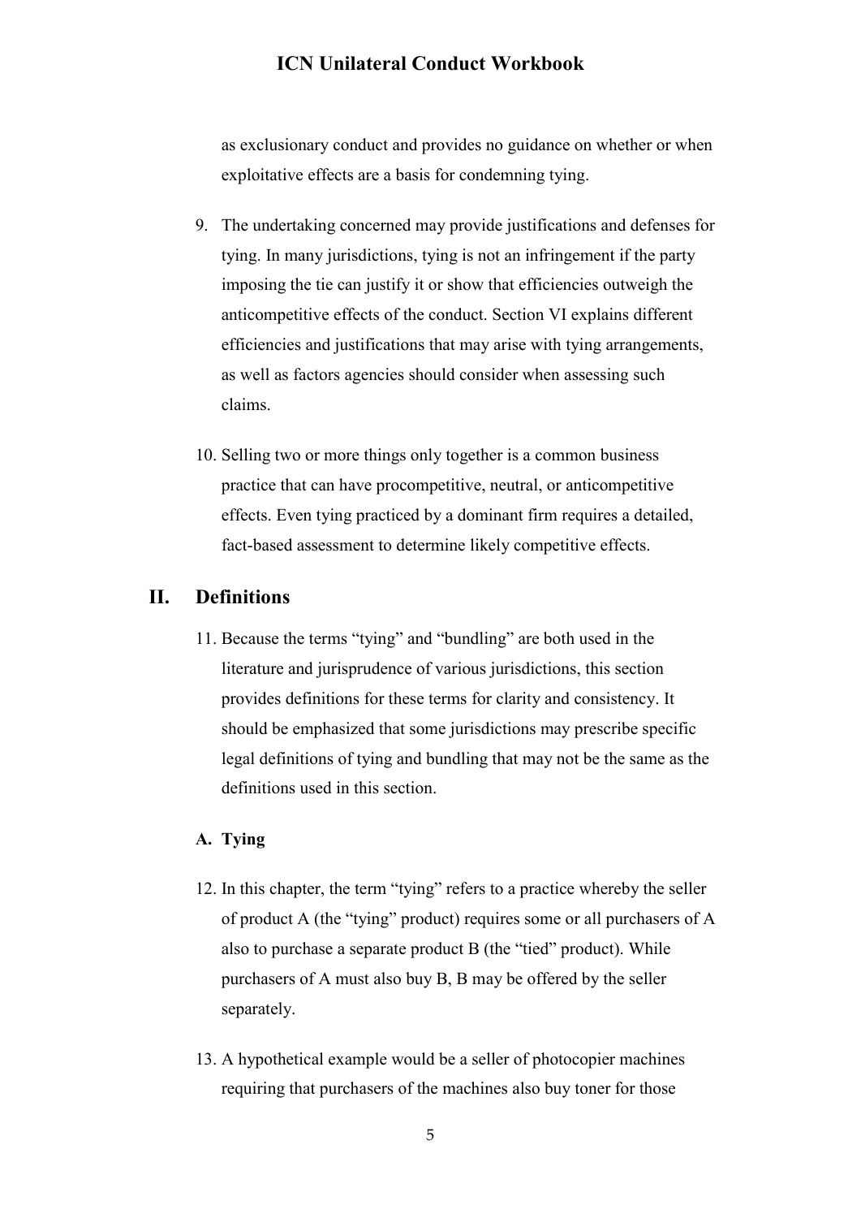as exclusionary conduct and provides no guidance on whether or when exploitative effects are a basis for condemning tying.

9. The undertaking concerned may provide justifications and defenses for tying. In many jurisdictions, tying is not an infringement if the party imposing the tie can justify it or show that efficiencies outweigh the anticompetitive effects of the conduct. Section VI explains different efficiencies and justifications that may arise with tying arrangements, as well as factors agencies should consider when assessing such claims.

10. Selling two or more things only together is a common business practice that can have procompetitive, neutral, or anticompetitive effects. Even tying practiced by a dominant firm requires a detailed, fact-based assessment to determine likely competitive effects.

## II. Definitions

11. Because the terms "tying" and "bundling" are both used in the literature and jurisprudence of various jurisdictions, this section provides definitions for these terms for clarity and consistency. It should be emphasized that some jurisdictions may prescribe specific legal definitions of tying and bundling that may not be the same as the definitions used in this section.

### A. Tying

12. In this chapter, the term "tying" refers to a practice whereby the seller of product A (the "tying" product) requires some or all purchasers of A also to purchase a separate product B (the "tied" product). While purchasers of A must also buy B, B may be offered by the seller separately.

13. A hypothetical example would be a seller of photocopier machines requiring that purchasers of the machines also buy toner for those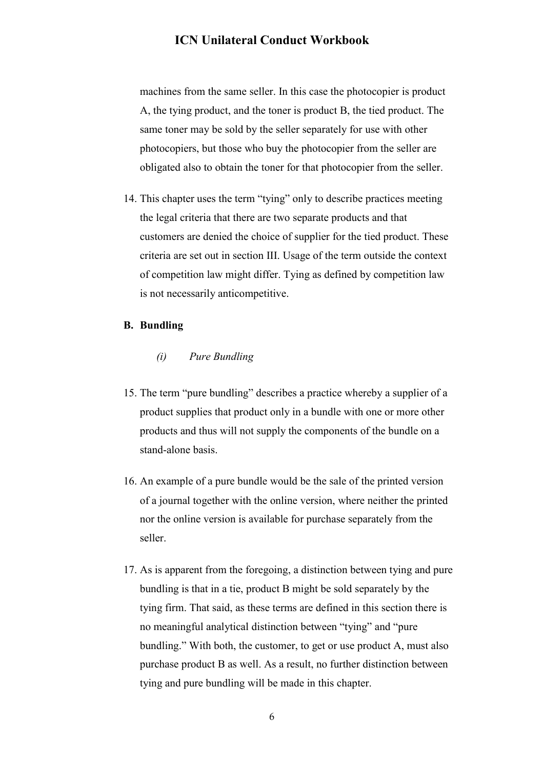machines from the same seller. In this case the photocopier is product A, the tying product, and the toner is product B, the tied product. The same toner may be sold by the seller separately for use with other photocopiers, but those who buy the photocopier from the seller are obligated also to obtain the toner for that photocopier from the seller.

14. This chapter uses the term "tying" only to describe practices meeting the legal criteria that there are two separate products and that customers are denied the choice of supplier for the tied product. These criteria are set out in section III. Usage of the term outside the context of competition law might differ. Tying as defined by competition law is not necessarily anticompetitive.

### B. Bundling

#### *(i) Pure Bundling*

15. The term "pure bundling" describes a practice whereby a supplier of a product supplies that product only in a bundle with one or more other products and thus will not supply the components of the bundle on a stand-alone basis.

16. An example of a pure bundle would be the sale of the printed version of a journal together with the online version, where neither the printed nor the online version is available for purchase separately from the seller.

17. As is apparent from the foregoing, a distinction between tying and pure bundling is that in a tie, product B might be sold separately by the tying firm. That said, as these terms are defined in this section there is no meaningful analytical distinction between "tying" and "pure bundling." With both, the customer, to get or use product A, must also purchase product B as well. As a result, no further distinction between tying and pure bundling will be made in this chapter.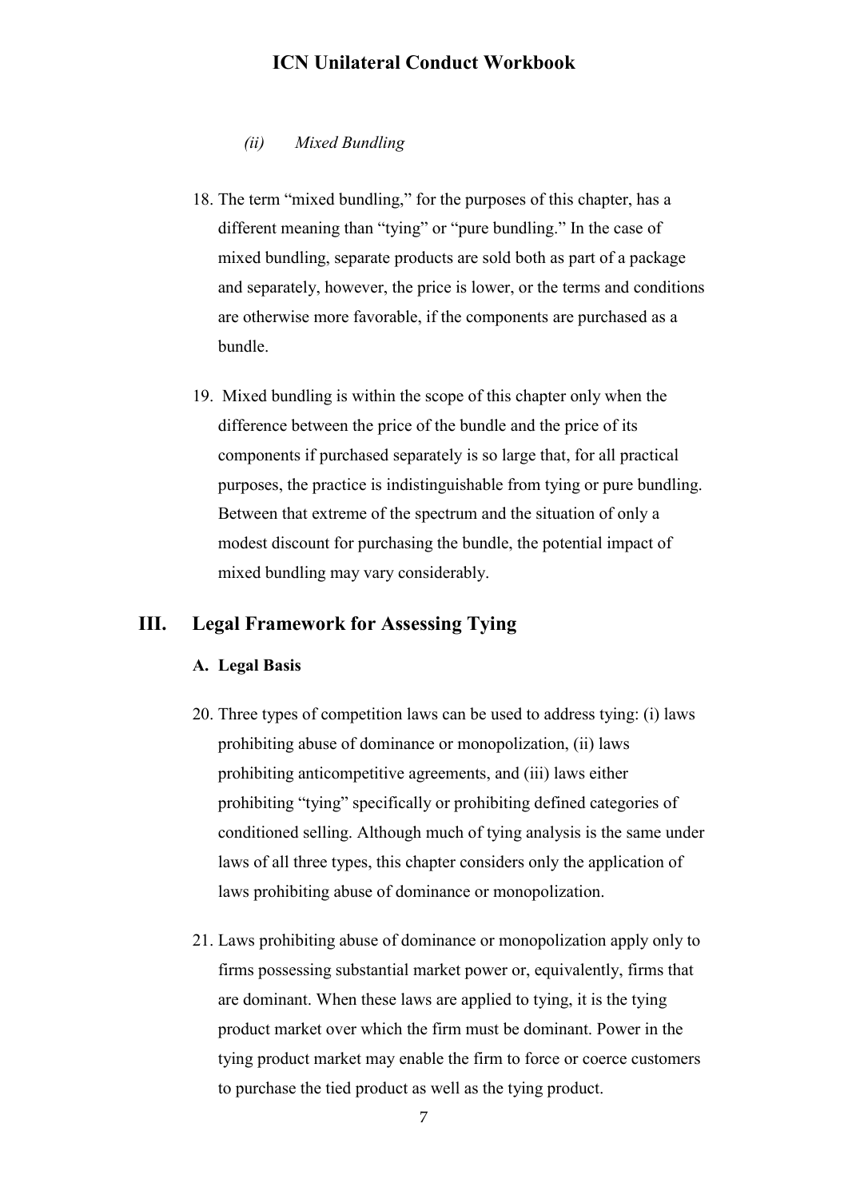#### *(ii) Mixed Bundling*

18. The term "mixed bundling," for the purposes of this chapter, has a different meaning than "tying" or "pure bundling." In the case of mixed bundling, separate products are sold both as part of a package and separately, however, the price is lower, or the terms and conditions are otherwise more favorable, if the components are purchased as a bundle.

19. Mixed bundling is within the scope of this chapter only when the difference between the price of the bundle and the price of its components if purchased separately is so large that, for all practical purposes, the practice is indistinguishable from tying or pure bundling. Between that extreme of the spectrum and the situation of only a modest discount for purchasing the bundle, the potential impact of mixed bundling may vary considerably.

## III. Legal Framework for Assessing Tying

### A. Legal Basis

20. Three types of competition laws can be used to address tying: (i) laws prohibiting abuse of dominance or monopolization, (ii) laws prohibiting anticompetitive agreements, and (iii) laws either prohibiting "tying" specifically or prohibiting defined categories of conditioned selling. Although much of tying analysis is the same under laws of all three types, this chapter considers only the application of laws prohibiting abuse of dominance or monopolization.

21. Laws prohibiting abuse of dominance or monopolization apply only to firms possessing substantial market power or, equivalently, firms that are dominant. When these laws are applied to tying, it is the tying product market over which the firm must be dominant. Power in the tying product market may enable the firm to force or coerce customers to purchase the tied product as well as the tying product.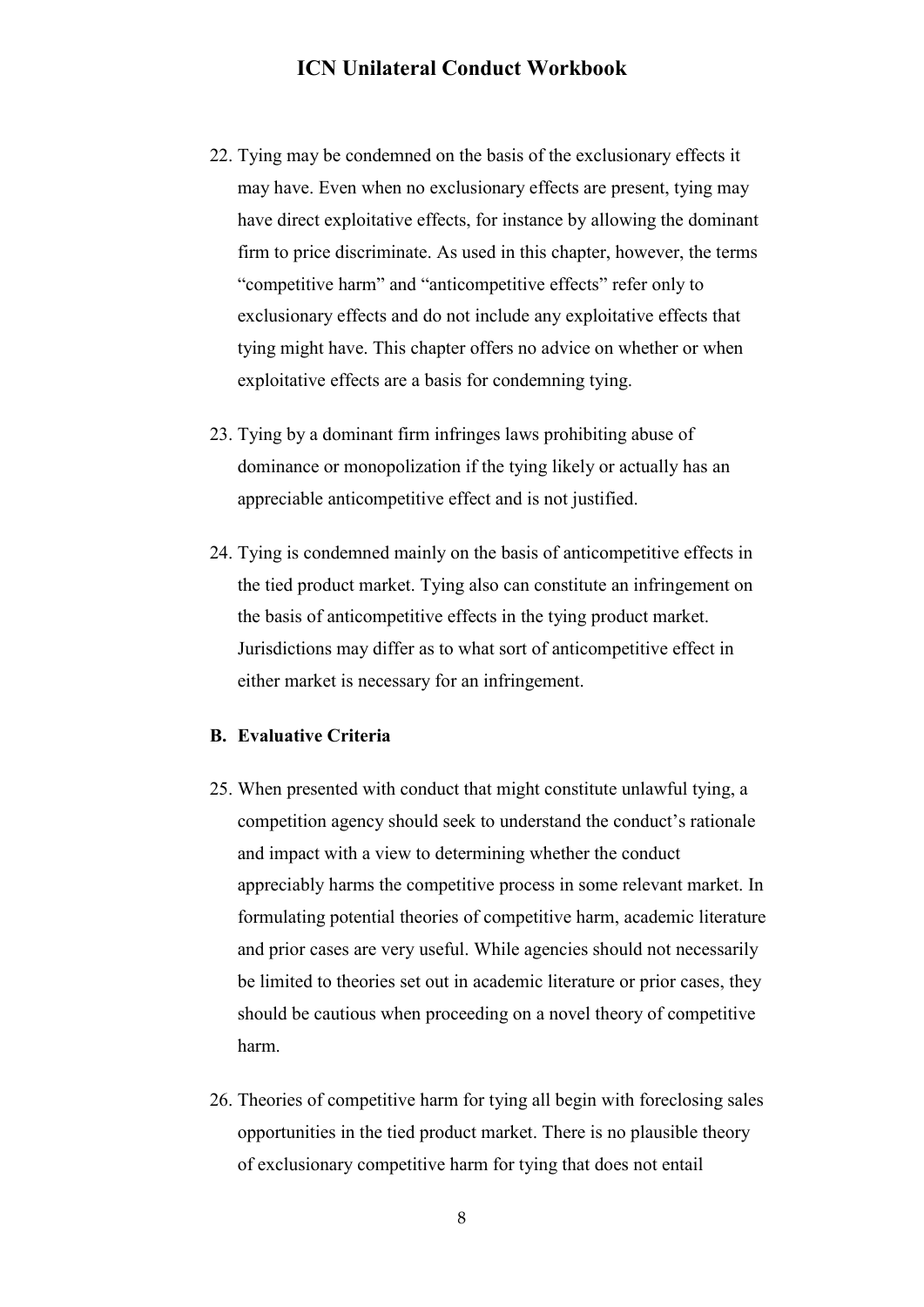22. Tying may be condemned on the basis of the exclusionary effects it may have. Even when no exclusionary effects are present, tying may have direct exploitative effects, for instance by allowing the dominant firm to price discriminate. As used in this chapter, however, the terms "competitive harm" and "anticompetitive effects" refer only to exclusionary effects and do not include any exploitative effects that tying might have. This chapter offers no advice on whether or when exploitative effects are a basis for condemning tying.

23. Tying by a dominant firm infringes laws prohibiting abuse of dominance or monopolization if the tying likely or actually has an appreciable anticompetitive effect and is not justified.

24. Tying is condemned mainly on the basis of anticompetitive effects in the tied product market. Tying also can constitute an infringement on the basis of anticompetitive effects in the tying product market. Jurisdictions may differ as to what sort of anticompetitive effect in either market is necessary for an infringement.

### B. Evaluative Criteria

25. When presented with conduct that might constitute unlawful tying, a competition agency should seek to understand the conduct's rationale and impact with a view to determining whether the conduct appreciably harms the competitive process in some relevant market. In formulating potential theories of competitive harm, academic literature and prior cases are very useful. While agencies should not necessarily be limited to theories set out in academic literature or prior cases, they should be cautious when proceeding on a novel theory of competitive harm.

26. Theories of competitive harm for tying all begin with foreclosing sales opportunities in the tied product market. There is no plausible theory of exclusionary competitive harm for tying that does not entail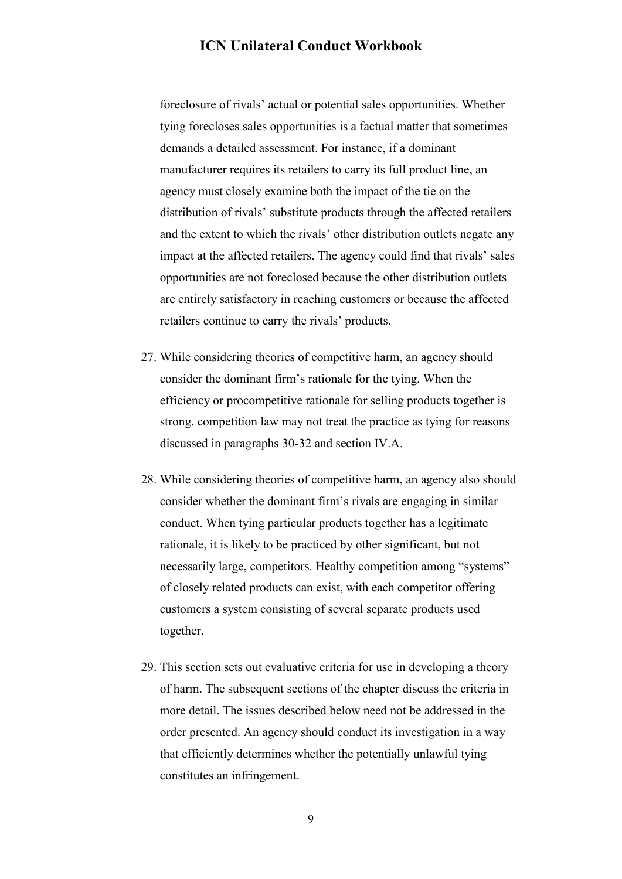foreclosure of rivals' actual or potential sales opportunities. Whether tying forecloses sales opportunities is a factual matter that sometimes demands a detailed assessment. For instance, if a dominant manufacturer requires its retailers to carry its full product line, an agency must closely examine both the impact of the tie on the distribution of rivals' substitute products through the affected retailers and the extent to which the rivals' other distribution outlets negate any impact at the affected retailers. The agency could find that rivals' sales opportunities are not foreclosed because the other distribution outlets are entirely satisfactory in reaching customers or because the affected retailers continue to carry the rivals' products.

27. While considering theories of competitive harm, an agency should consider the dominant firm's rationale for the tying. When the efficiency or procompetitive rationale for selling products together is strong, competition law may not treat the practice as tying for reasons discussed in paragraphs 30-32 and section IV.A.

28. While considering theories of competitive harm, an agency also should consider whether the dominant firm's rivals are engaging in similar conduct. When tying particular products together has a legitimate rationale, it is likely to be practiced by other significant, but not necessarily large, competitors. Healthy competition among "systems" of closely related products can exist, with each competitor offering customers a system consisting of several separate products used together.

29. This section sets out evaluative criteria for use in developing a theory of harm. The subsequent sections of the chapter discuss the criteria in more detail. The issues described below need not be addressed in the order presented. An agency should conduct its investigation in a way that efficiently determines whether the potentially unlawful tying constitutes an infringement.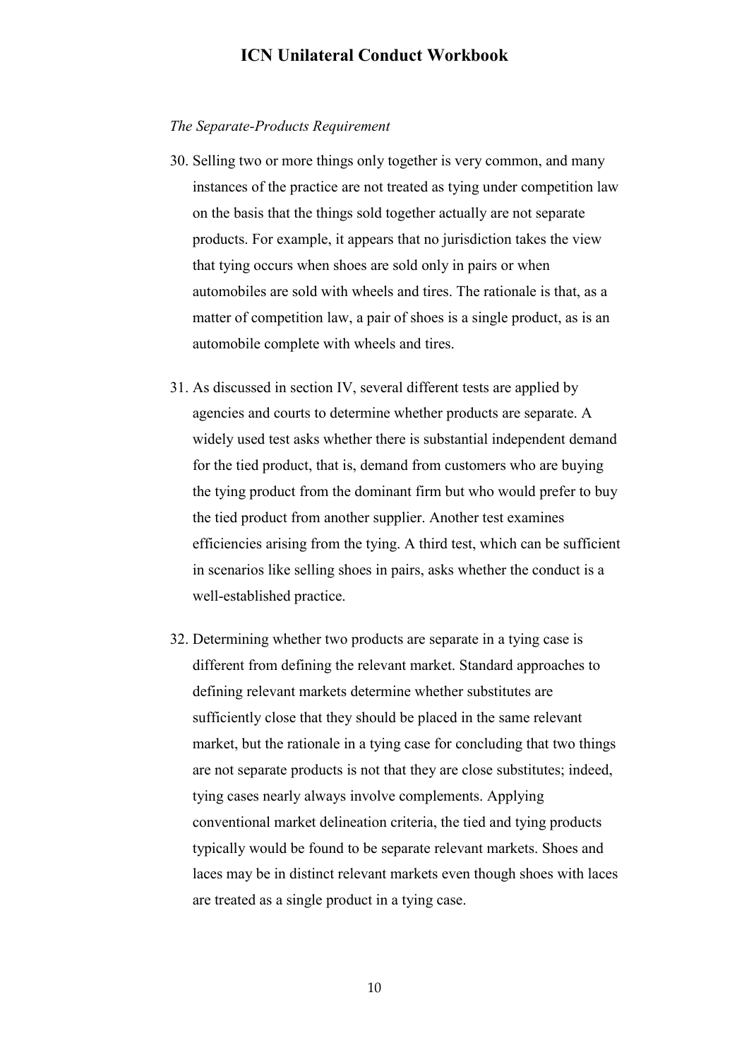*The Separate-Products Requirement*

30. Selling two or more things only together is very common, and many instances of the practice are not treated as tying under competition law on the basis that the things sold together actually are not separate products. For example, it appears that no jurisdiction takes the view that tying occurs when shoes are sold only in pairs or when automobiles are sold with wheels and tires. The rationale is that, as a matter of competition law, a pair of shoes is a single product, as is an automobile complete with wheels and tires.

31. As discussed in section IV, several different tests are applied by agencies and courts to determine whether products are separate. A widely used test asks whether there is substantial independent demand for the tied product, that is, demand from customers who are buying the tying product from the dominant firm but who would prefer to buy the tied product from another supplier. Another test examines efficiencies arising from the tying. A third test, which can be sufficient in scenarios like selling shoes in pairs, asks whether the conduct is a well-established practice.

32. Determining whether two products are separate in a tying case is different from defining the relevant market. Standard approaches to defining relevant markets determine whether substitutes are sufficiently close that they should be placed in the same relevant market, but the rationale in a tying case for concluding that two things are not separate products is not that they are close substitutes; indeed, tying cases nearly always involve complements. Applying conventional market delineation criteria, the tied and tying products typically would be found to be separate relevant markets. Shoes and laces may be in distinct relevant markets even though shoes with laces are treated as a single product in a tying case.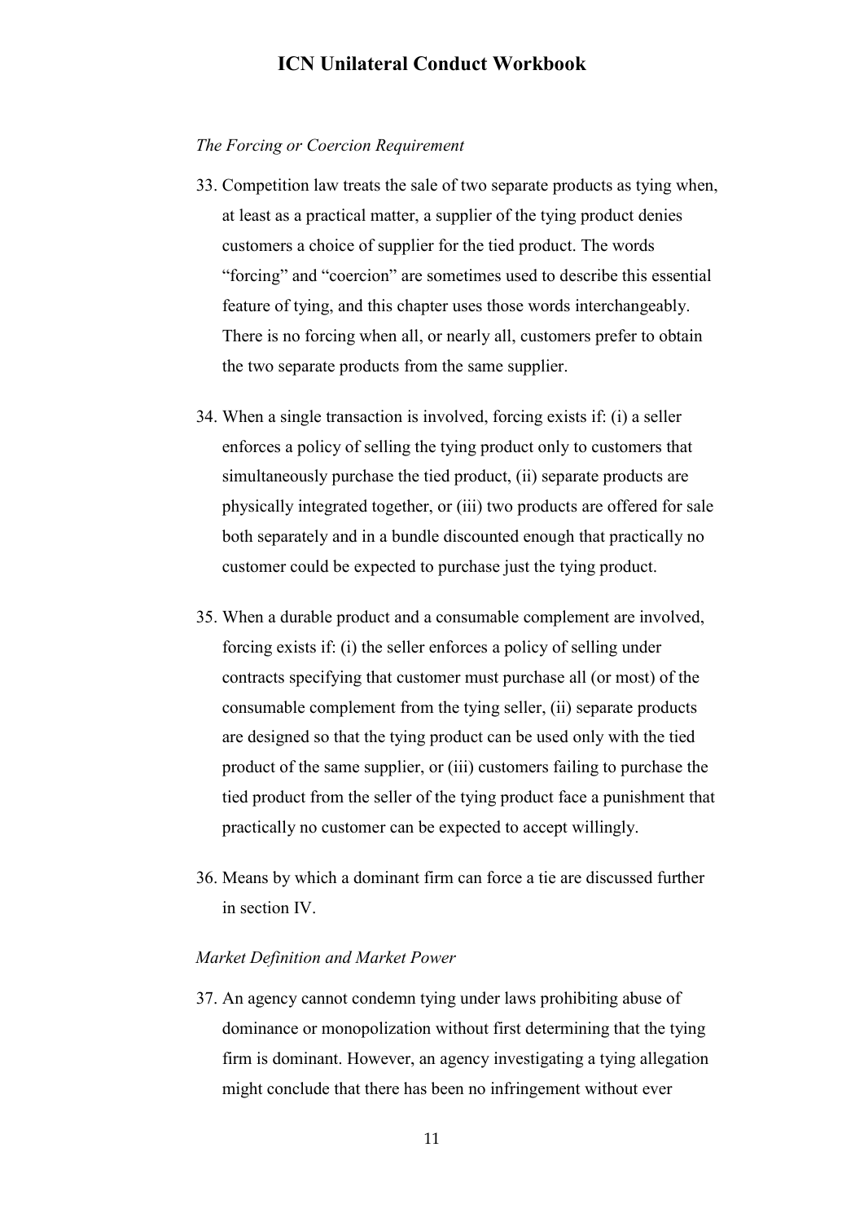*The Forcing or Coercion Requirement*

33. Competition law treats the sale of two separate products as tying when, at least as a practical matter, a supplier of the tying product denies customers a choice of supplier for the tied product. The words "forcing" and "coercion" are sometimes used to describe this essential feature of tying, and this chapter uses those words interchangeably. There is no forcing when all, or nearly all, customers prefer to obtain the two separate products from the same supplier.

34. When a single transaction is involved, forcing exists if: (i) a seller enforces a policy of selling the tying product only to customers that simultaneously purchase the tied product, (ii) separate products are physically integrated together, or (iii) two products are offered for sale both separately and in a bundle discounted enough that practically no customer could be expected to purchase just the tying product.

35. When a durable product and a consumable complement are involved, forcing exists if: (i) the seller enforces a policy of selling under contracts specifying that customer must purchase all (or most) of the consumable complement from the tying seller, (ii) separate products are designed so that the tying product can be used only with the tied product of the same supplier, or (iii) customers failing to purchase the tied product from the seller of the tying product face a punishment that practically no customer can be expected to accept willingly.

36. Means by which a dominant firm can force a tie are discussed further in section IV.

*Market Definition and Market Power*

37. An agency cannot condemn tying under laws prohibiting abuse of dominance or monopolization without first determining that the tying firm is dominant. However, an agency investigating a tying allegation might conclude that there has been no infringement without ever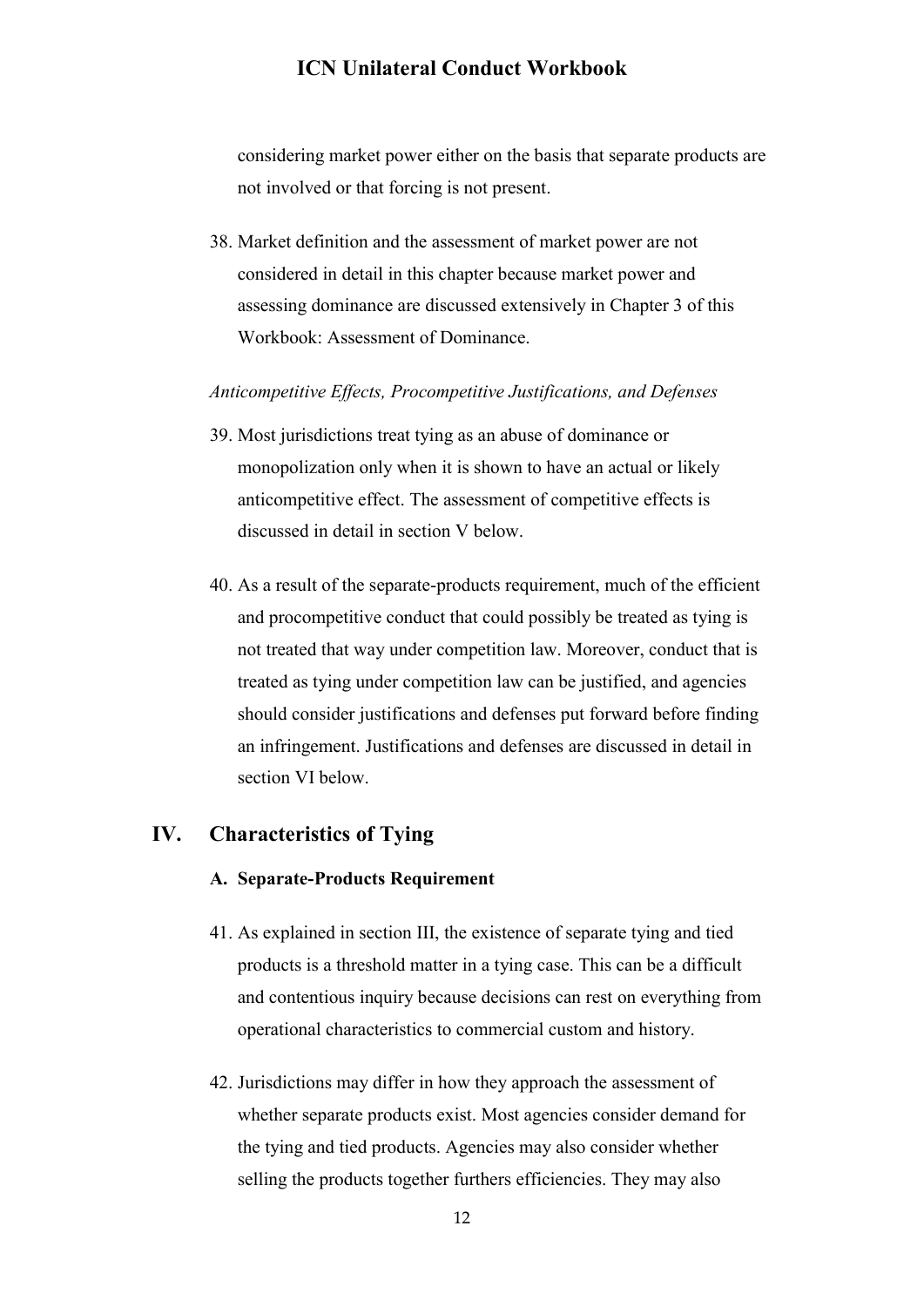considering market power either on the basis that separate products are not involved or that forcing is not present.

38. Market definition and the assessment of market power are not considered in detail in this chapter because market power and assessing dominance are discussed extensively in Chapter 3 of this Workbook: Assessment of Dominance.

*Anticompetitive Effects, Procompetitive Justifications, and Defenses*

39. Most jurisdictions treat tying as an abuse of dominance or monopolization only when it is shown to have an actual or likely anticompetitive effect. The assessment of competitive effects is discussed in detail in section V below.

40. As a result of the separate-products requirement, much of the efficient and procompetitive conduct that could possibly be treated as tying is not treated that way under competition law. Moreover, conduct that is treated as tying under competition law can be justified, and agencies should consider justifications and defenses put forward before finding an infringement. Justifications and defenses are discussed in detail in section VI below.

## IV. Characteristics of Tying

### A. Separate-Products Requirement

41. As explained in section III, the existence of separate tying and tied products is a threshold matter in a tying case. This can be a difficult and contentious inquiry because decisions can rest on everything from operational characteristics to commercial custom and history.

42. Jurisdictions may differ in how they approach the assessment of whether separate products exist. Most agencies consider demand for the tying and tied products. Agencies may also consider whether selling the products together furthers efficiencies. They may also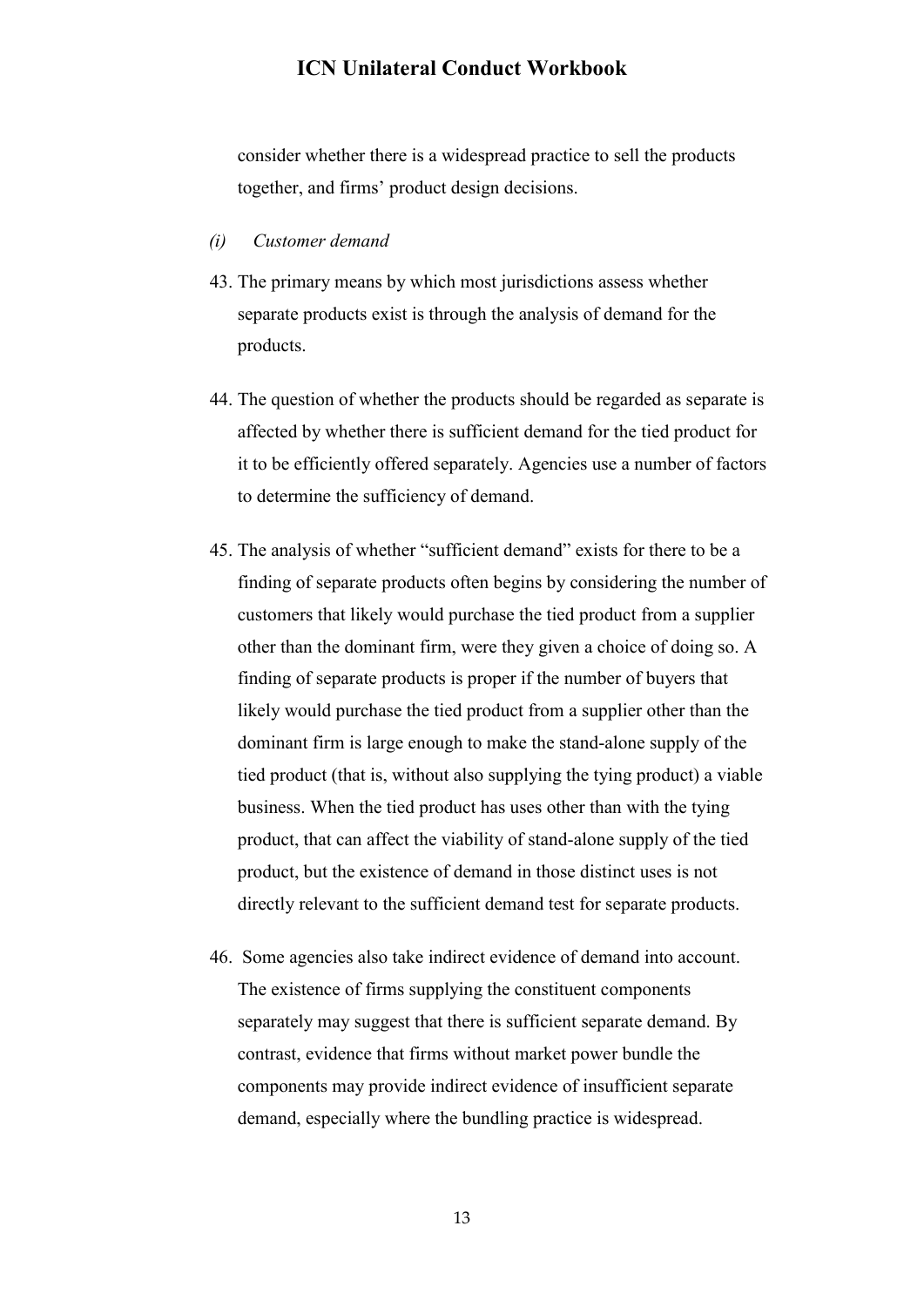consider whether there is a widespread practice to sell the products together, and firms' product design decisions.

*(i) Customer demand*

43. The primary means by which most jurisdictions assess whether separate products exist is through the analysis of demand for the products.

44. The question of whether the products should be regarded as separate is affected by whether there is sufficient demand for the tied product for it to be efficiently offered separately. Agencies use a number of factors to determine the sufficiency of demand.

45. The analysis of whether "sufficient demand" exists for there to be a finding of separate products often begins by considering the number of customers that likely would purchase the tied product from a supplier other than the dominant firm, were they given a choice of doing so. A finding of separate products is proper if the number of buyers that likely would purchase the tied product from a supplier other than the dominant firm is large enough to make the stand-alone supply of the tied product (that is, without also supplying the tying product) a viable business. When the tied product has uses other than with the tying product, that can affect the viability of stand-alone supply of the tied product, but the existence of demand in those distinct uses is not directly relevant to the sufficient demand test for separate products.

46. Some agencies also take indirect evidence of demand into account. The existence of firms supplying the constituent components separately may suggest that there is sufficient separate demand. By contrast, evidence that firms without market power bundle the components may provide indirect evidence of insufficient separate demand, especially where the bundling practice is widespread.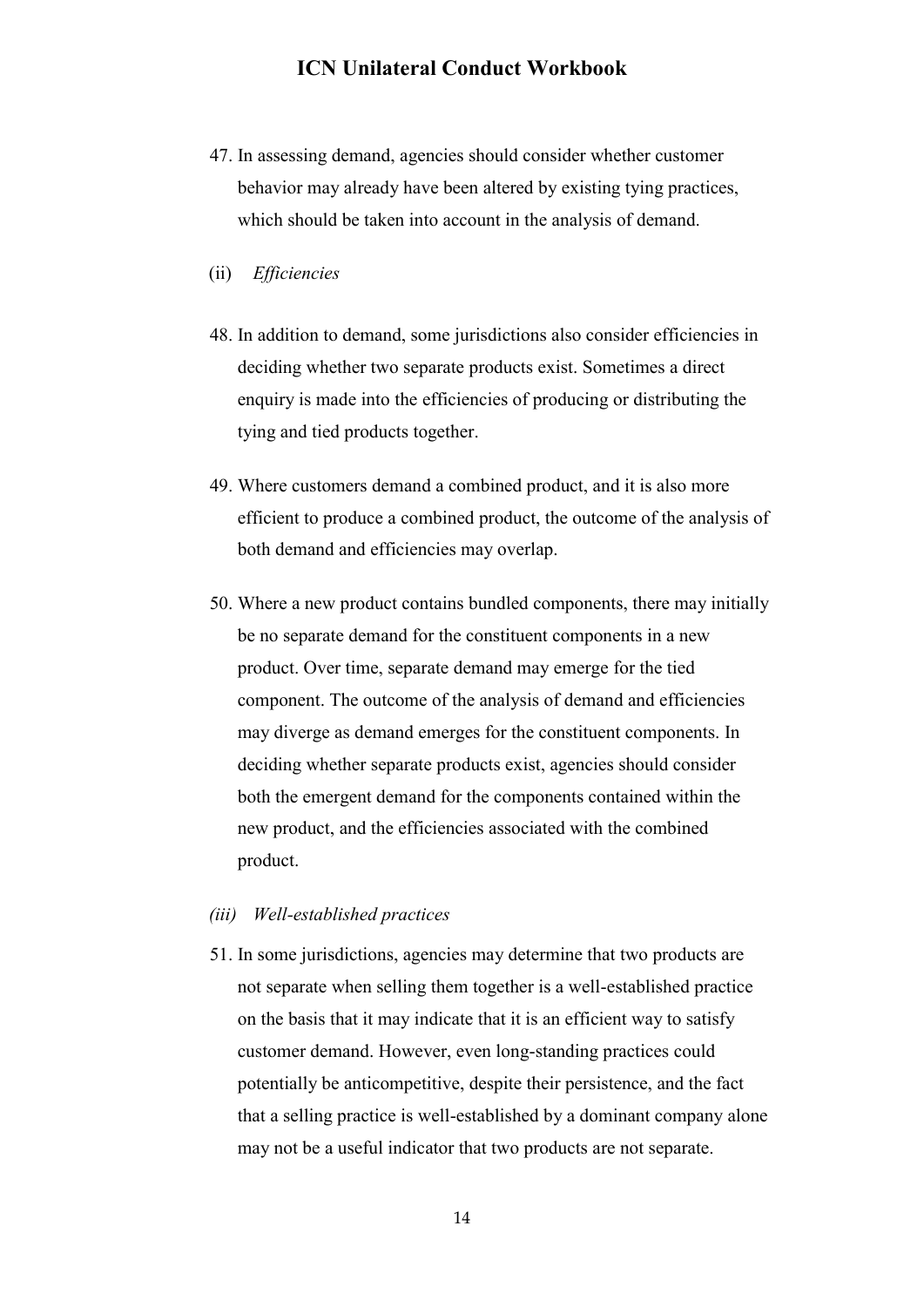47. In assessing demand, agencies should consider whether customer behavior may already have been altered by existing tying practices, which should be taken into account in the analysis of demand.

(ii) *Efficiencies*

48. In addition to demand, some jurisdictions also consider efficiencies in deciding whether two separate products exist. Sometimes a direct enquiry is made into the efficiencies of producing or distributing the tying and tied products together.

49. Where customers demand a combined product, and it is also more efficient to produce a combined product, the outcome of the analysis of both demand and efficiencies may overlap.

50. Where a new product contains bundled components, there may initially be no separate demand for the constituent components in a new product. Over time, separate demand may emerge for the tied component. The outcome of the analysis of demand and efficiencies may diverge as demand emerges for the constituent components. In deciding whether separate products exist, agencies should consider both the emergent demand for the components contained within the new product, and the efficiencies associated with the combined product.

*(iii) Well-established practices*

51. In some jurisdictions, agencies may determine that two products are not separate when selling them together is a well-established practice on the basis that it may indicate that it is an efficient way to satisfy customer demand. However, even long-standing practices could potentially be anticompetitive, despite their persistence, and the fact that a selling practice is well-established by a dominant company alone may not be a useful indicator that two products are not separate.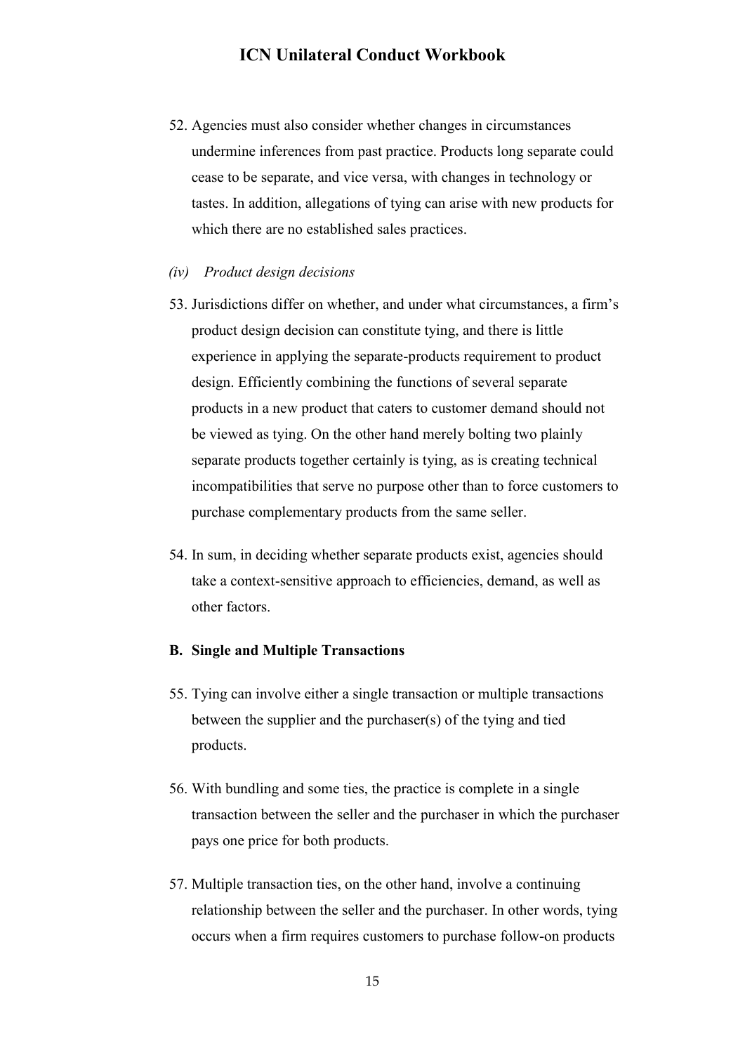52. Agencies must also consider whether changes in circumstances undermine inferences from past practice. Products long separate could cease to be separate, and vice versa, with changes in technology or tastes. In addition, allegations of tying can arise with new products for which there are no established sales practices.

*(iv) Product design decisions*

53. Jurisdictions differ on whether, and under what circumstances, a firm's product design decision can constitute tying, and there is little experience in applying the separate-products requirement to product design. Efficiently combining the functions of several separate products in a new product that caters to customer demand should not be viewed as tying. On the other hand merely bolting two plainly separate products together certainly is tying, as is creating technical incompatibilities that serve no purpose other than to force customers to purchase complementary products from the same seller.

54. In sum, in deciding whether separate products exist, agencies should take a context-sensitive approach to efficiencies, demand, as well as other factors.

### B. Single and Multiple Transactions

55. Tying can involve either a single transaction or multiple transactions between the supplier and the purchaser(s) of the tying and tied products.

56. With bundling and some ties, the practice is complete in a single transaction between the seller and the purchaser in which the purchaser pays one price for both products.

57. Multiple transaction ties, on the other hand, involve a continuing relationship between the seller and the purchaser. In other words, tying occurs when a firm requires customers to purchase follow-on products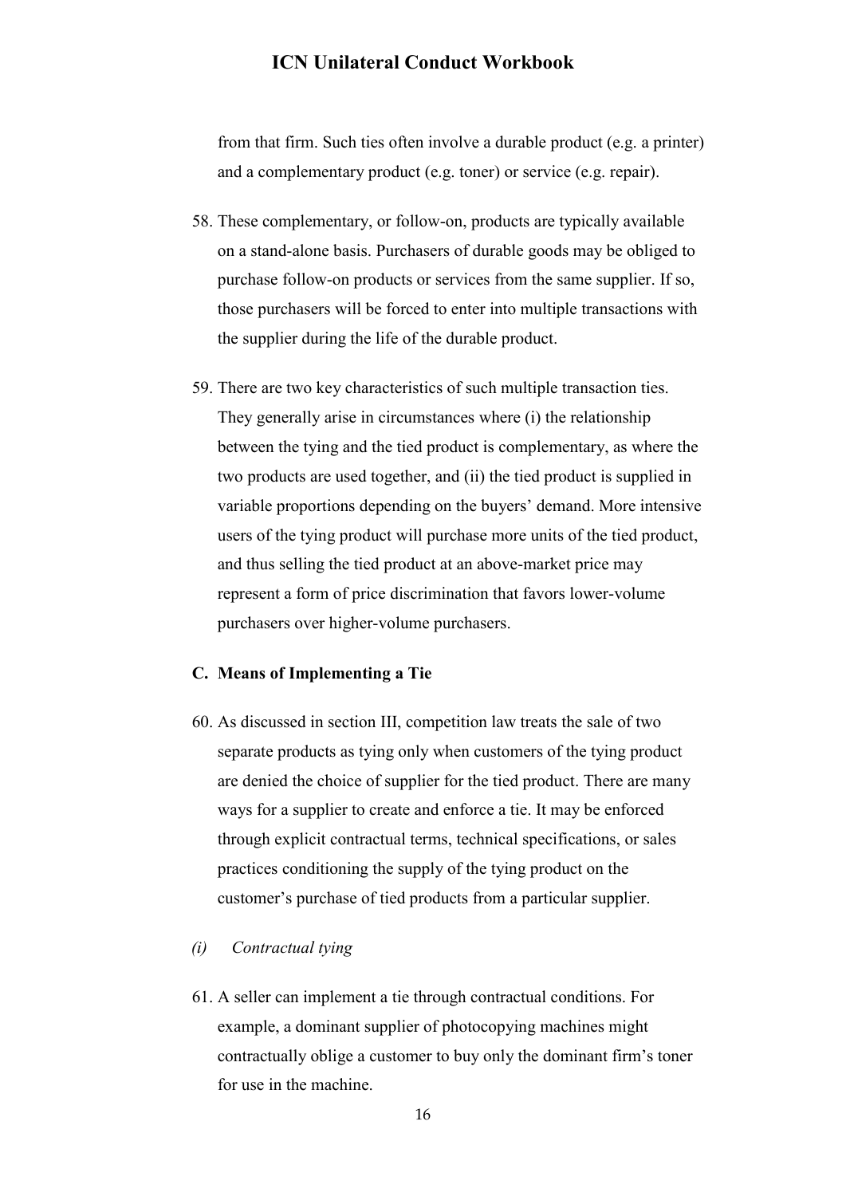from that firm. Such ties often involve a durable product (e.g. a printer) and a complementary product (e.g. toner) or service (e.g. repair).

58. These complementary, or follow-on, products are typically available on a stand-alone basis. Purchasers of durable goods may be obliged to purchase follow-on products or services from the same supplier. If so, those purchasers will be forced to enter into multiple transactions with the supplier during the life of the durable product.

59. There are two key characteristics of such multiple transaction ties. They generally arise in circumstances where (i) the relationship between the tying and the tied product is complementary, as where the two products are used together, and (ii) the tied product is supplied in variable proportions depending on the buyers' demand. More intensive users of the tying product will purchase more units of the tied product, and thus selling the tied product at an above-market price may represent a form of price discrimination that favors lower-volume purchasers over higher-volume purchasers.

### C. Means of Implementing a Tie

60. As discussed in section III, competition law treats the sale of two separate products as tying only when customers of the tying product are denied the choice of supplier for the tied product. There are many ways for a supplier to create and enforce a tie. It may be enforced through explicit contractual terms, technical specifications, or sales practices conditioning the supply of the tying product on the customer's purchase of tied products from a particular supplier.

#### *(i) Contractual tying*

61. A seller can implement a tie through contractual conditions. For example, a dominant supplier of photocopying machines might contractually oblige a customer to buy only the dominant firm's toner for use in the machine.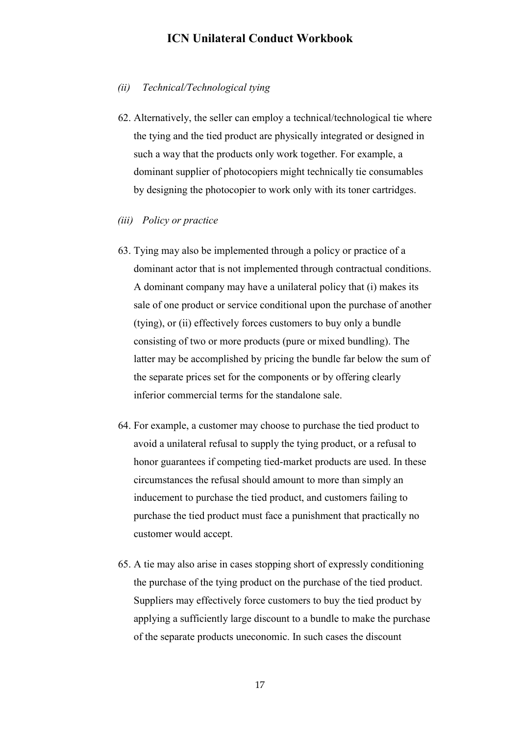*(ii) Technical/Technological tying*

62. Alternatively, the seller can employ a technical/technological tie where the tying and the tied product are physically integrated or designed in such a way that the products only work together. For example, a dominant supplier of photocopiers might technically tie consumables by designing the photocopier to work only with its toner cartridges.

*(iii) Policy or practice*

63. Tying may also be implemented through a policy or practice of a dominant actor that is not implemented through contractual conditions. A dominant company may have a unilateral policy that (i) makes its sale of one product or service conditional upon the purchase of another (tying), or (ii) effectively forces customers to buy only a bundle consisting of two or more products (pure or mixed bundling). The latter may be accomplished by pricing the bundle far below the sum of the separate prices set for the components or by offering clearly inferior commercial terms for the standalone sale.

64. For example, a customer may choose to purchase the tied product to avoid a unilateral refusal to supply the tying product, or a refusal to honor guarantees if competing tied-market products are used. In these circumstances the refusal should amount to more than simply an inducement to purchase the tied product, and customers failing to purchase the tied product must face a punishment that practically no customer would accept.

65. A tie may also arise in cases stopping short of expressly conditioning the purchase of the tying product on the purchase of the tied product. Suppliers may effectively force customers to buy the tied product by applying a sufficiently large discount to a bundle to make the purchase of the separate products uneconomic. In such cases the discount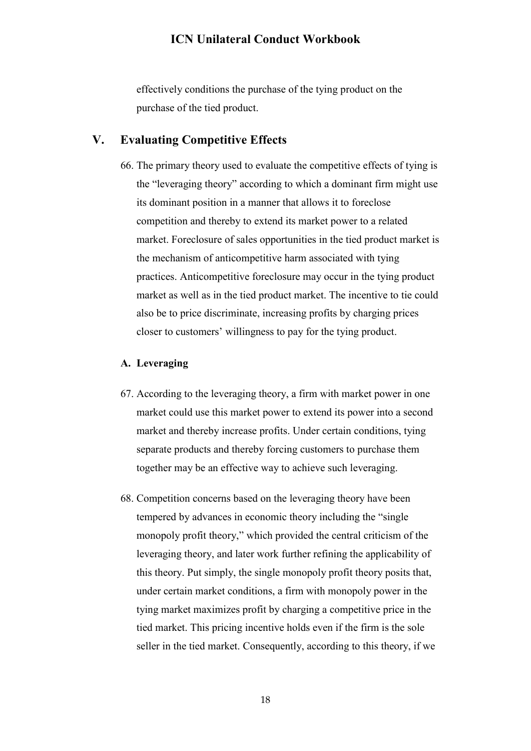effectively conditions the purchase of the tying product on the purchase of the tied product.

## V. Evaluating Competitive Effects

66. The primary theory used to evaluate the competitive effects of tying is the "leveraging theory" according to which a dominant firm might use its dominant position in a manner that allows it to foreclose competition and thereby to extend its market power to a related market. Foreclosure of sales opportunities in the tied product market is the mechanism of anticompetitive harm associated with tying practices. Anticompetitive foreclosure may occur in the tying product market as well as in the tied product market. The incentive to tie could also be to price discriminate, increasing profits by charging prices closer to customers' willingness to pay for the tying product.

### A. Leveraging

67. According to the leveraging theory, a firm with market power in one market could use this market power to extend its power into a second market and thereby increase profits. Under certain conditions, tying separate products and thereby forcing customers to purchase them together may be an effective way to achieve such leveraging.

68. Competition concerns based on the leveraging theory have been tempered by advances in economic theory including the "single monopoly profit theory," which provided the central criticism of the leveraging theory, and later work further refining the applicability of this theory. Put simply, the single monopoly profit theory posits that, under certain market conditions, a firm with monopoly power in the tying market maximizes profit by charging a competitive price in the tied market. This pricing incentive holds even if the firm is the sole seller in the tied market. Consequently, according to this theory, if we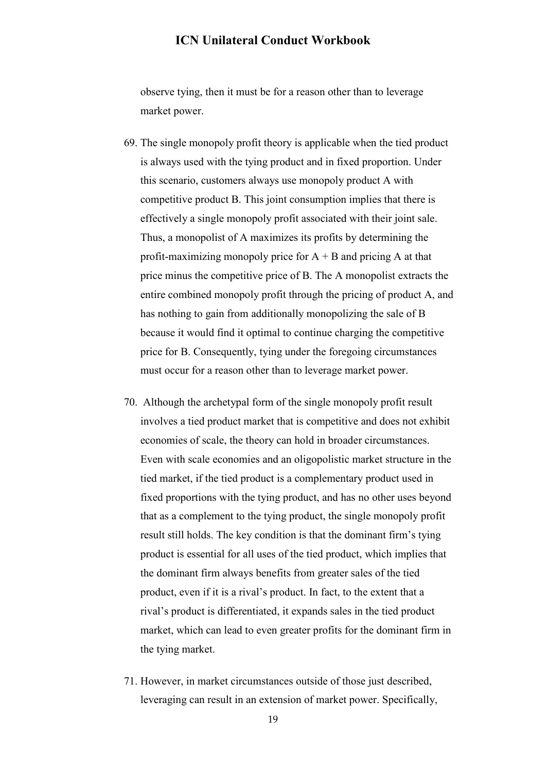observe tying, then it must be for a reason other than to leverage market power.

69. The single monopoly profit theory is applicable when the tied product is always used with the tying product and in fixed proportion. Under this scenario, customers always use monopoly product A with competitive product B. This joint consumption implies that there is effectively a single monopoly profit associated with their joint sale. Thus, a monopolist of A maximizes its profits by determining the profit-maximizing monopoly price for A + B and pricing A at that price minus the competitive price of B. The A monopolist extracts the entire combined monopoly profit through the pricing of product A, and has nothing to gain from additionally monopolizing the sale of B because it would find it optimal to continue charging the competitive price for B. Consequently, tying under the foregoing circumstances must occur for a reason other than to leverage market power.

70. Although the archetypal form of the single monopoly profit result involves a tied product market that is competitive and does not exhibit economies of scale, the theory can hold in broader circumstances. Even with scale economies and an oligopolistic market structure in the tied market, if the tied product is a complementary product used in fixed proportions with the tying product, and has no other uses beyond that as a complement to the tying product, the single monopoly profit result still holds. The key condition is that the dominant firm's tying product is essential for all uses of the tied product, which implies that the dominant firm always benefits from greater sales of the tied product, even if it is a rival's product. In fact, to the extent that a rival's product is differentiated, it expands sales in the tied product market, which can lead to even greater profits for the dominant firm in the tying market.

71. However, in market circumstances outside of those just described, leveraging can result in an extension of market power. Specifically,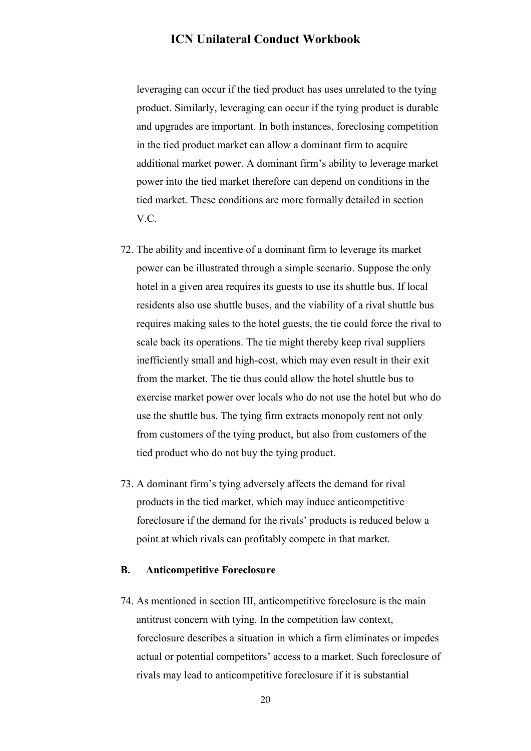leveraging can occur if the tied product has uses unrelated to the tying product. Similarly, leveraging can occur if the tying product is durable and upgrades are important. In both instances, foreclosing competition in the tied product market can allow a dominant firm to acquire additional market power. A dominant firm's ability to leverage market power into the tied market therefore can depend on conditions in the tied market. These conditions are more formally detailed in section V.C.

72. The ability and incentive of a dominant firm to leverage its market power can be illustrated through a simple scenario. Suppose the only hotel in a given area requires its guests to use its shuttle bus. If local residents also use shuttle buses, and the viability of a rival shuttle bus requires making sales to the hotel guests, the tie could force the rival to scale back its operations. The tie might thereby keep rival suppliers inefficiently small and high-cost, which may even result in their exit from the market. The tie thus could allow the hotel shuttle bus to exercise market power over locals who do not use the hotel but who do use the shuttle bus. The tying firm extracts monopoly rent not only from customers of the tying product, but also from customers of the tied product who do not buy the tying product.

73. A dominant firm's tying adversely affects the demand for rival products in the tied market, which may induce anticompetitive foreclosure if the demand for the rivals' products is reduced below a point at which rivals can profitably compete in that market.

## B. Anticompetitive Foreclosure

74. As mentioned in section III, anticompetitive foreclosure is the main antitrust concern with tying. In the competition law context, foreclosure describes a situation in which a firm eliminates or impedes actual or potential competitors' access to a market. Such foreclosure of rivals may lead to anticompetitive foreclosure if it is substantial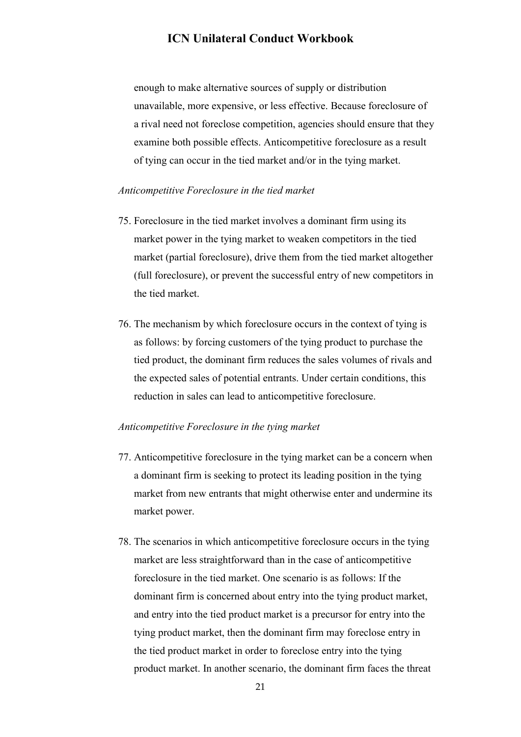enough to make alternative sources of supply or distribution unavailable, more expensive, or less effective. Because foreclosure of a rival need not foreclose competition, agencies should ensure that they examine both possible effects. Anticompetitive foreclosure as a result of tying can occur in the tied market and/or in the tying market.

*Anticompetitive Foreclosure in the tied market*

75. Foreclosure in the tied market involves a dominant firm using its market power in the tying market to weaken competitors in the tied market (partial foreclosure), drive them from the tied market altogether (full foreclosure), or prevent the successful entry of new competitors in the tied market.

76. The mechanism by which foreclosure occurs in the context of tying is as follows: by forcing customers of the tying product to purchase the tied product, the dominant firm reduces the sales volumes of rivals and the expected sales of potential entrants. Under certain conditions, this reduction in sales can lead to anticompetitive foreclosure.

*Anticompetitive Foreclosure in the tying market*

77. Anticompetitive foreclosure in the tying market can be a concern when a dominant firm is seeking to protect its leading position in the tying market from new entrants that might otherwise enter and undermine its market power.

78. The scenarios in which anticompetitive foreclosure occurs in the tying market are less straightforward than in the case of anticompetitive foreclosure in the tied market. One scenario is as follows: If the dominant firm is concerned about entry into the tying product market, and entry into the tied product market is a precursor for entry into the tying product market, then the dominant firm may foreclose entry in the tied product market in order to foreclose entry into the tying product market. In another scenario, the dominant firm faces the threat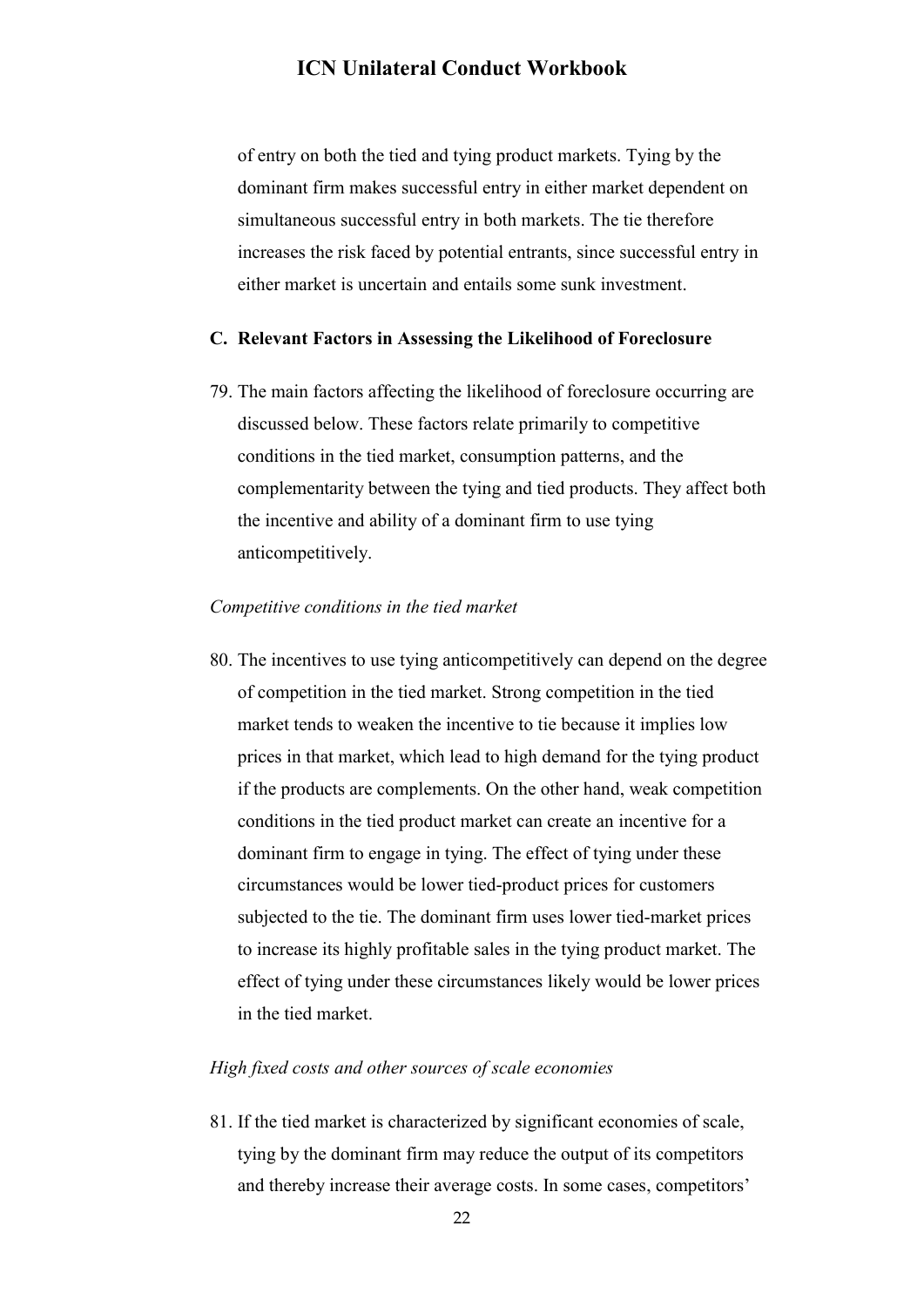of entry on both the tied and tying product markets. Tying by the dominant firm makes successful entry in either market dependent on simultaneous successful entry in both markets. The tie therefore increases the risk faced by potential entrants, since successful entry in either market is uncertain and entails some sunk investment.

### C. Relevant Factors in Assessing the Likelihood of Foreclosure

79. The main factors affecting the likelihood of foreclosure occurring are discussed below. These factors relate primarily to competitive conditions in the tied market, consumption patterns, and the complementarity between the tying and tied products. They affect both the incentive and ability of a dominant firm to use tying anticompetitively.

*Competitive conditions in the tied market*

80. The incentives to use tying anticompetitively can depend on the degree of competition in the tied market. Strong competition in the tied market tends to weaken the incentive to tie because it implies low prices in that market, which lead to high demand for the tying product if the products are complements. On the other hand, weak competition conditions in the tied product market can create an incentive for a dominant firm to engage in tying. The effect of tying under these circumstances would be lower tied-product prices for customers subjected to the tie. The dominant firm uses lower tied-market prices to increase its highly profitable sales in the tying product market. The effect of tying under these circumstances likely would be lower prices in the tied market.

*High fixed costs and other sources of scale economies*

81. If the tied market is characterized by significant economies of scale, tying by the dominant firm may reduce the output of its competitors and thereby increase their average costs. In some cases, competitors'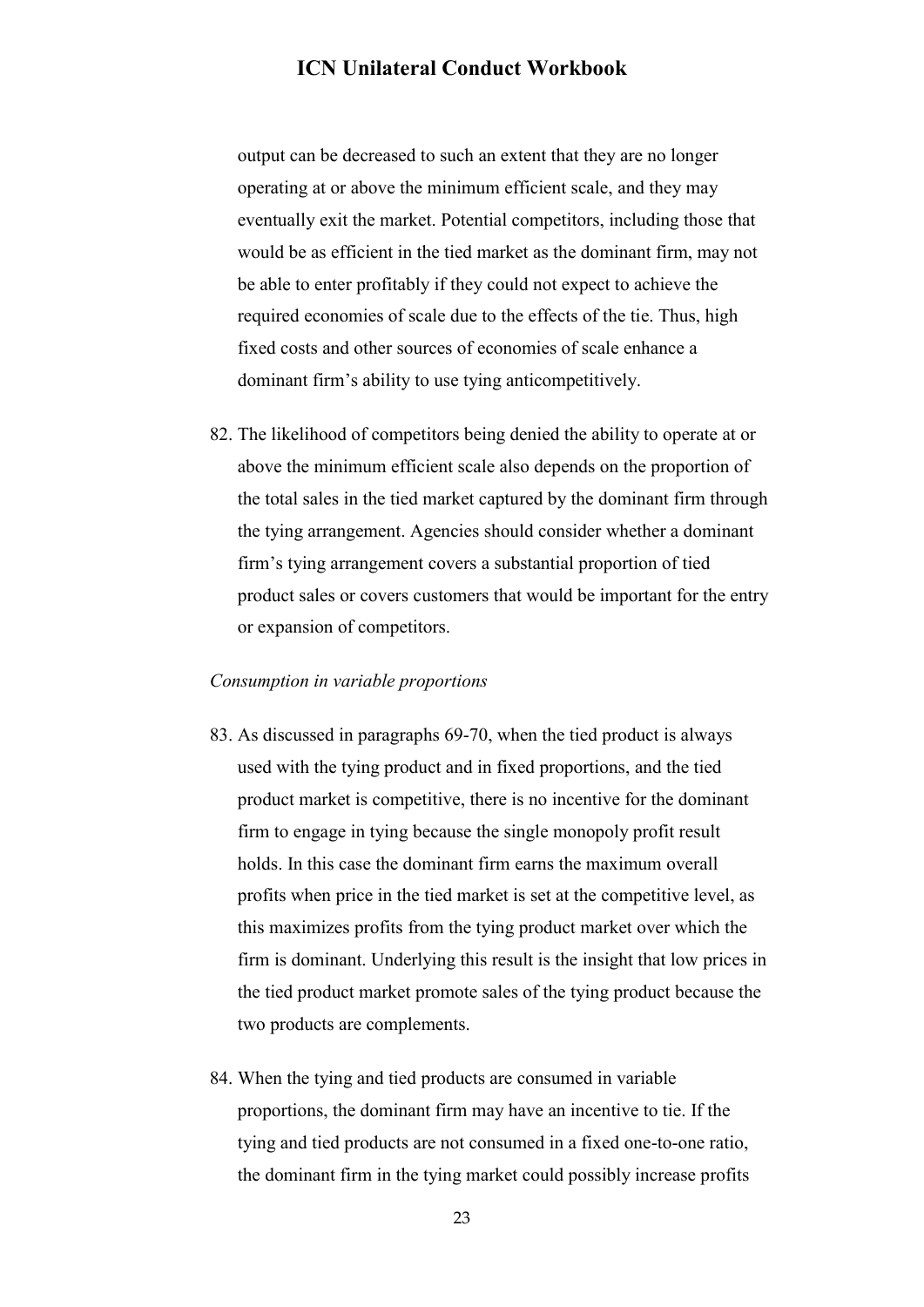output can be decreased to such an extent that they are no longer operating at or above the minimum efficient scale, and they may eventually exit the market. Potential competitors, including those that would be as efficient in the tied market as the dominant firm, may not be able to enter profitably if they could not expect to achieve the required economies of scale due to the effects of the tie. Thus, high fixed costs and other sources of economies of scale enhance a dominant firm's ability to use tying anticompetitively.

82. The likelihood of competitors being denied the ability to operate at or above the minimum efficient scale also depends on the proportion of the total sales in the tied market captured by the dominant firm through the tying arrangement. Agencies should consider whether a dominant firm's tying arrangement covers a substantial proportion of tied product sales or covers customers that would be important for the entry or expansion of competitors.

*Consumption in variable proportions*

83. As discussed in paragraphs 69-70, when the tied product is always used with the tying product and in fixed proportions, and the tied product market is competitive, there is no incentive for the dominant firm to engage in tying because the single monopoly profit result holds. In this case the dominant firm earns the maximum overall profits when price in the tied market is set at the competitive level, as this maximizes profits from the tying product market over which the firm is dominant. Underlying this result is the insight that low prices in the tied product market promote sales of the tying product because the two products are complements.

84. When the tying and tied products are consumed in variable proportions, the dominant firm may have an incentive to tie. If the tying and tied products are not consumed in a fixed one-to-one ratio, the dominant firm in the tying market could possibly increase profits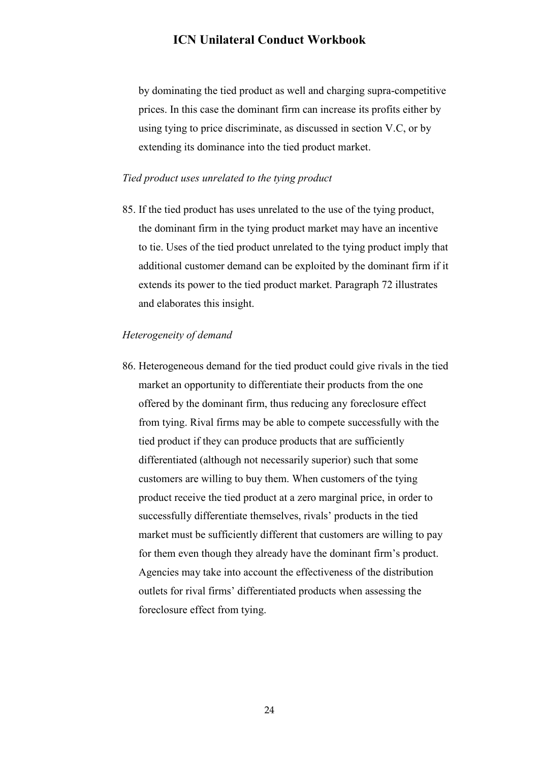by dominating the tied product as well and charging supra-competitive prices. In this case the dominant firm can increase its profits either by using tying to price discriminate, as discussed in section V.C, or by extending its dominance into the tied product market.

*Tied product uses unrelated to the tying product*

85. If the tied product has uses unrelated to the use of the tying product, the dominant firm in the tying product market may have an incentive to tie. Uses of the tied product unrelated to the tying product imply that additional customer demand can be exploited by the dominant firm if it extends its power to the tied product market. Paragraph 72 illustrates and elaborates this insight.

*Heterogeneity of demand*

86. Heterogeneous demand for the tied product could give rivals in the tied market an opportunity to differentiate their products from the one offered by the dominant firm, thus reducing any foreclosure effect from tying. Rival firms may be able to compete successfully with the tied product if they can produce products that are sufficiently differentiated (although not necessarily superior) such that some customers are willing to buy them. When customers of the tying product receive the tied product at a zero marginal price, in order to successfully differentiate themselves, rivals' products in the tied market must be sufficiently different that customers are willing to pay for them even though they already have the dominant firm's product. Agencies may take into account the effectiveness of the distribution outlets for rival firms' differentiated products when assessing the foreclosure effect from tying.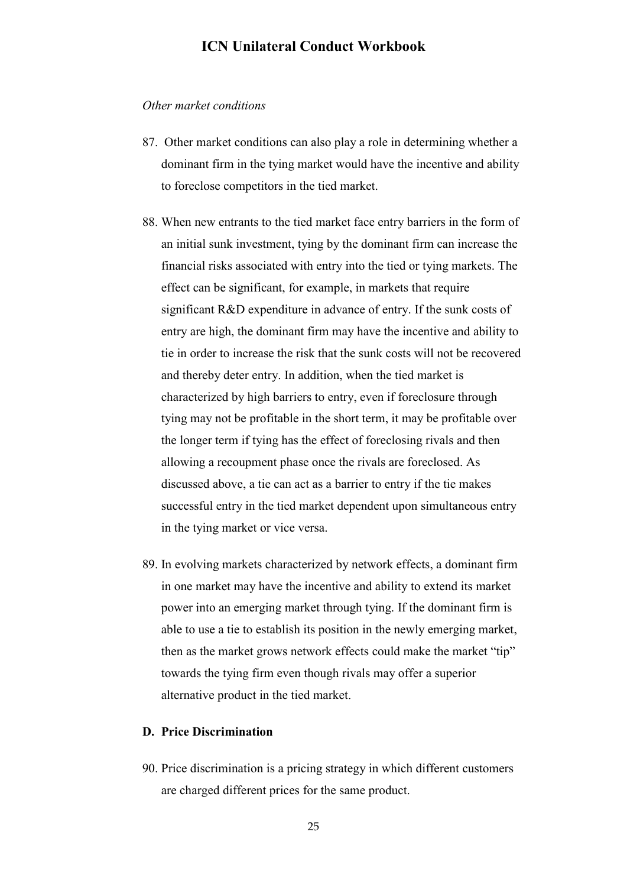*Other market conditions*

87. Other market conditions can also play a role in determining whether a dominant firm in the tying market would have the incentive and ability to foreclose competitors in the tied market.

88. When new entrants to the tied market face entry barriers in the form of an initial sunk investment, tying by the dominant firm can increase the financial risks associated with entry into the tied or tying markets. The effect can be significant, for example, in markets that require significant R&D expenditure in advance of entry. If the sunk costs of entry are high, the dominant firm may have the incentive and ability to tie in order to increase the risk that the sunk costs will not be recovered and thereby deter entry. In addition, when the tied market is characterized by high barriers to entry, even if foreclosure through tying may not be profitable in the short term, it may be profitable over the longer term if tying has the effect of foreclosing rivals and then allowing a recoupment phase once the rivals are foreclosed. As discussed above, a tie can act as a barrier to entry if the tie makes successful entry in the tied market dependent upon simultaneous entry in the tying market or vice versa.

89. In evolving markets characterized by network effects, a dominant firm in one market may have the incentive and ability to extend its market power into an emerging market through tying. If the dominant firm is able to use a tie to establish its position in the newly emerging market, then as the market grows network effects could make the market "tip" towards the tying firm even though rivals may offer a superior alternative product in the tied market.

### D. Price Discrimination

90. Price discrimination is a pricing strategy in which different customers are charged different prices for the same product.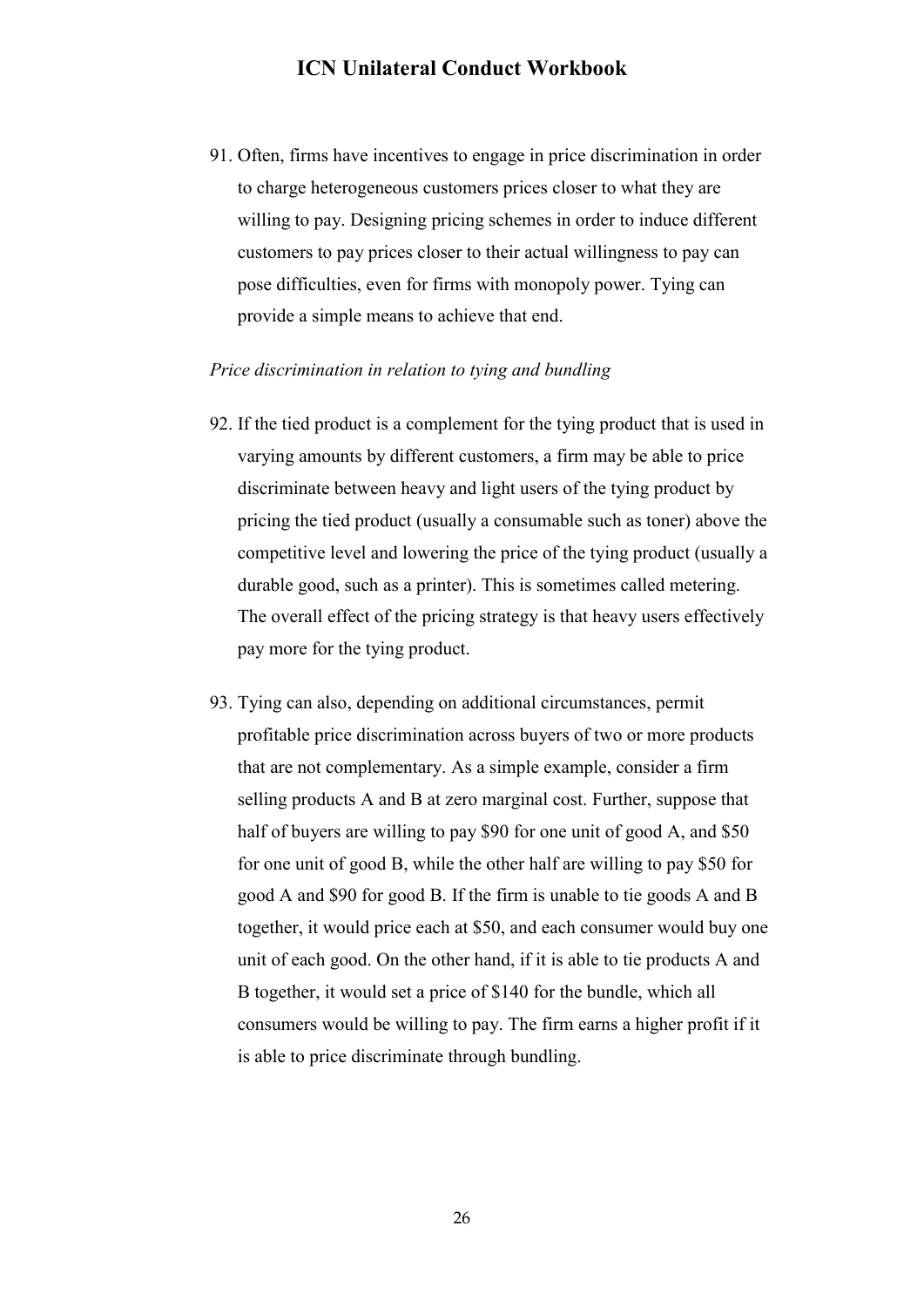91. Often, firms have incentives to engage in price discrimination in order to charge heterogeneous customers prices closer to what they are willing to pay. Designing pricing schemes in order to induce different customers to pay prices closer to their actual willingness to pay can pose difficulties, even for firms with monopoly power. Tying can provide a simple means to achieve that end.

*Price discrimination in relation to tying and bundling*

92. If the tied product is a complement for the tying product that is used in varying amounts by different customers, a firm may be able to price discriminate between heavy and light users of the tying product by pricing the tied product (usually a consumable such as toner) above the competitive level and lowering the price of the tying product (usually a durable good, such as a printer). This is sometimes called metering. The overall effect of the pricing strategy is that heavy users effectively pay more for the tying product.

93. Tying can also, depending on additional circumstances, permit profitable price discrimination across buyers of two or more products that are not complementary. As a simple example, consider a firm selling products A and B at zero marginal cost. Further, suppose that half of buyers are willing to pay $90 for one unit of good A, and $50 for one unit of good B, while the other half are willing to pay $50 for good A and $90 for good B. If the firm is unable to tie goods A and B together, it would price each at $50, and each consumer would buy one unit of each good. On the other hand, if it is able to tie products A and B together, it would set a price of $140 for the bundle, which all consumers would be willing to pay. The firm earns a higher profit if it is able to price discriminate through bundling.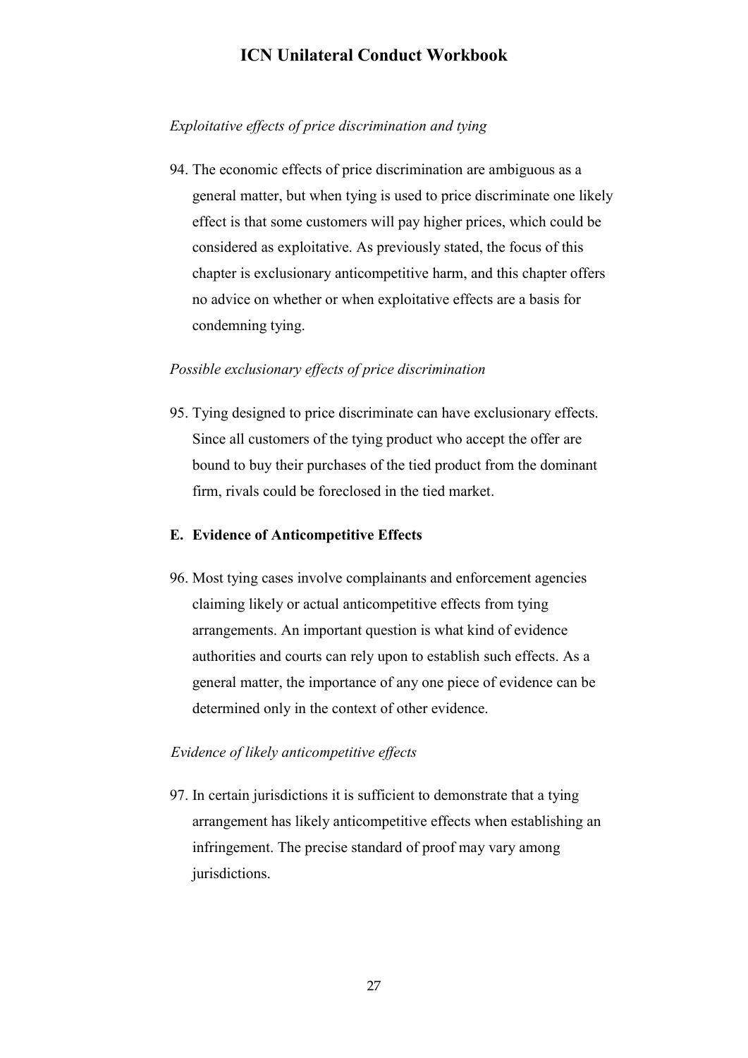*Exploitative effects of price discrimination and tying*

94. The economic effects of price discrimination are ambiguous as a general matter, but when tying is used to price discriminate one likely effect is that some customers will pay higher prices, which could be considered as exploitative. As previously stated, the focus of this chapter is exclusionary anticompetitive harm, and this chapter offers no advice on whether or when exploitative effects are a basis for condemning tying.

*Possible exclusionary effects of price discrimination*

95. Tying designed to price discriminate can have exclusionary effects. Since all customers of the tying product who accept the offer are bound to buy their purchases of the tied product from the dominant firm, rivals could be foreclosed in the tied market.

**E. Evidence of Anticompetitive Effects**

96. Most tying cases involve complainants and enforcement agencies claiming likely or actual anticompetitive effects from tying arrangements. An important question is what kind of evidence authorities and courts can rely upon to establish such effects. As a general matter, the importance of any one piece of evidence can be determined only in the context of other evidence.

*Evidence of likely anticompetitive effects*

97. In certain jurisdictions it is sufficient to demonstrate that a tying arrangement has likely anticompetitive effects when establishing an infringement. The precise standard of proof may vary among jurisdictions.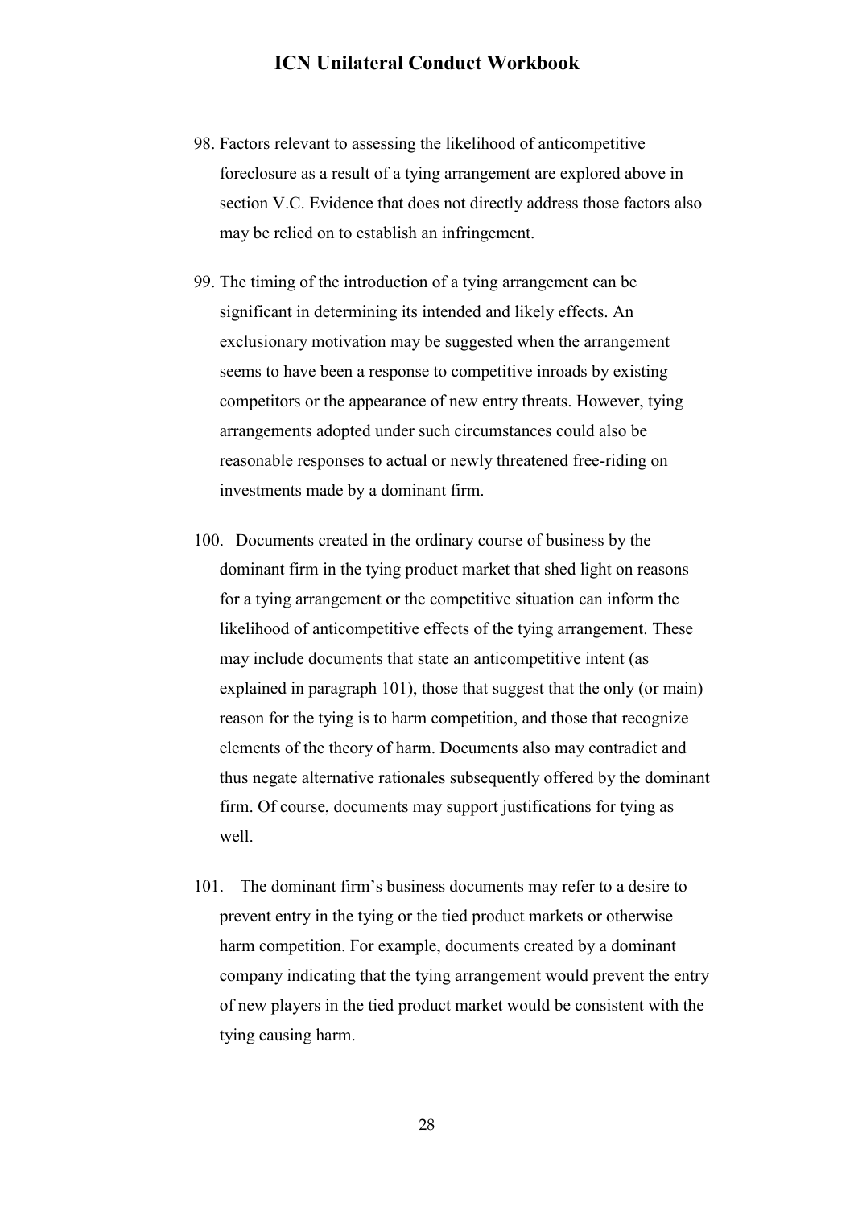98. Factors relevant to assessing the likelihood of anticompetitive foreclosure as a result of a tying arrangement are explored above in section V.C. Evidence that does not directly address those factors also may be relied on to establish an infringement.

99. The timing of the introduction of a tying arrangement can be significant in determining its intended and likely effects. An exclusionary motivation may be suggested when the arrangement seems to have been a response to competitive inroads by existing competitors or the appearance of new entry threats. However, tying arrangements adopted under such circumstances could also be reasonable responses to actual or newly threatened free-riding on investments made by a dominant firm.

100. Documents created in the ordinary course of business by the dominant firm in the tying product market that shed light on reasons for a tying arrangement or the competitive situation can inform the likelihood of anticompetitive effects of the tying arrangement. These may include documents that state an anticompetitive intent (as explained in paragraph 101), those that suggest that the only (or main) reason for the tying is to harm competition, and those that recognize elements of the theory of harm. Documents also may contradict and thus negate alternative rationales subsequently offered by the dominant firm. Of course, documents may support justifications for tying as well.

101. The dominant firm's business documents may refer to a desire to prevent entry in the tying or the tied product markets or otherwise harm competition. For example, documents created by a dominant company indicating that the tying arrangement would prevent the entry of new players in the tied product market would be consistent with the tying causing harm.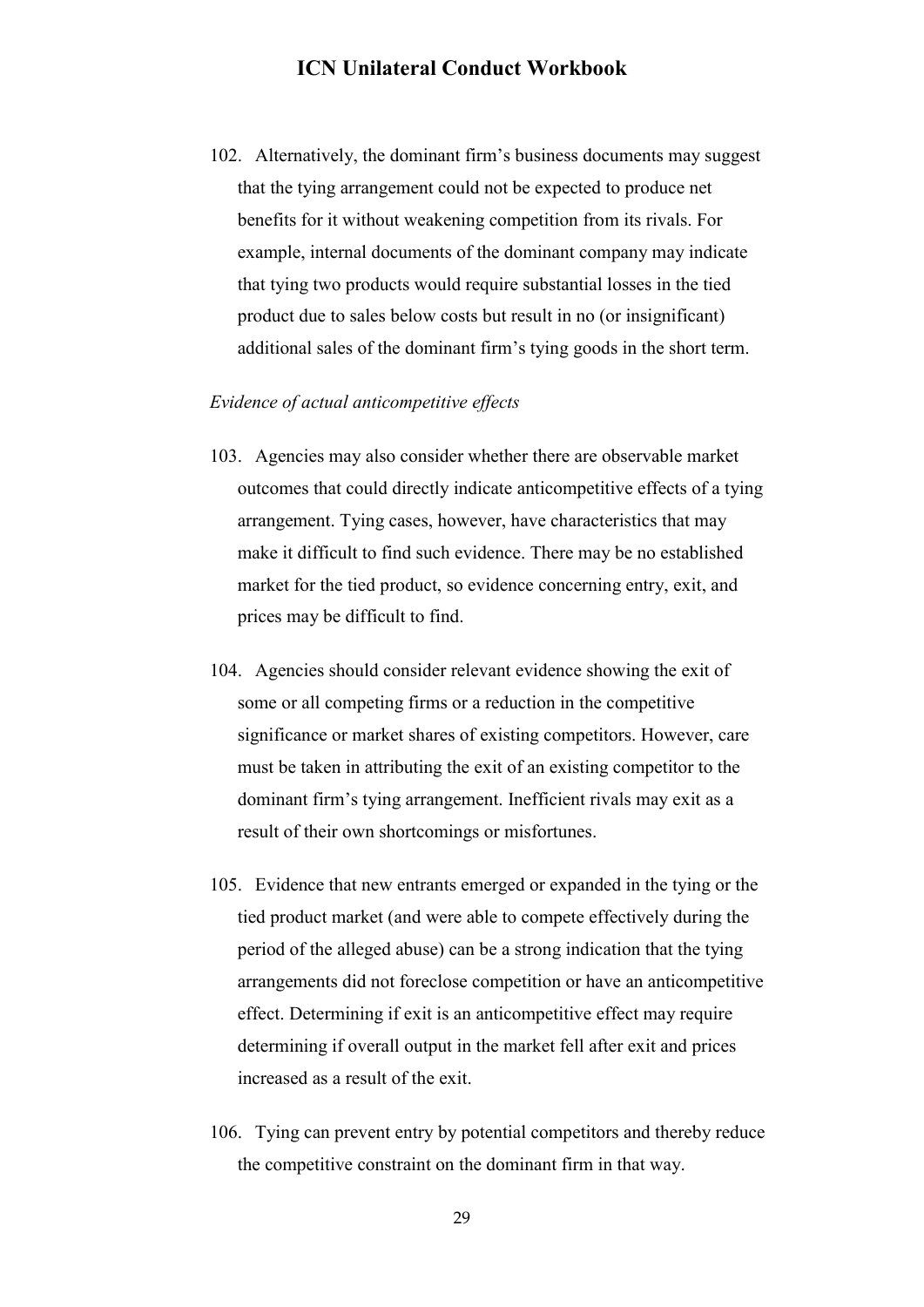102. Alternatively, the dominant firm's business documents may suggest that the tying arrangement could not be expected to produce net benefits for it without weakening competition from its rivals. For example, internal documents of the dominant company may indicate that tying two products would require substantial losses in the tied product due to sales below costs but result in no (or insignificant) additional sales of the dominant firm's tying goods in the short term.

*Evidence of actual anticompetitive effects*

103. Agencies may also consider whether there are observable market outcomes that could directly indicate anticompetitive effects of a tying arrangement. Tying cases, however, have characteristics that may make it difficult to find such evidence. There may be no established market for the tied product, so evidence concerning entry, exit, and prices may be difficult to find.

104. Agencies should consider relevant evidence showing the exit of some or all competing firms or a reduction in the competitive significance or market shares of existing competitors. However, care must be taken in attributing the exit of an existing competitor to the dominant firm's tying arrangement. Inefficient rivals may exit as a result of their own shortcomings or misfortunes.

105. Evidence that new entrants emerged or expanded in the tying or the tied product market (and were able to compete effectively during the period of the alleged abuse) can be a strong indication that the tying arrangements did not foreclose competition or have an anticompetitive effect. Determining if exit is an anticompetitive effect may require determining if overall output in the market fell after exit and prices increased as a result of the exit.

106. Tying can prevent entry by potential competitors and thereby reduce the competitive constraint on the dominant firm in that way.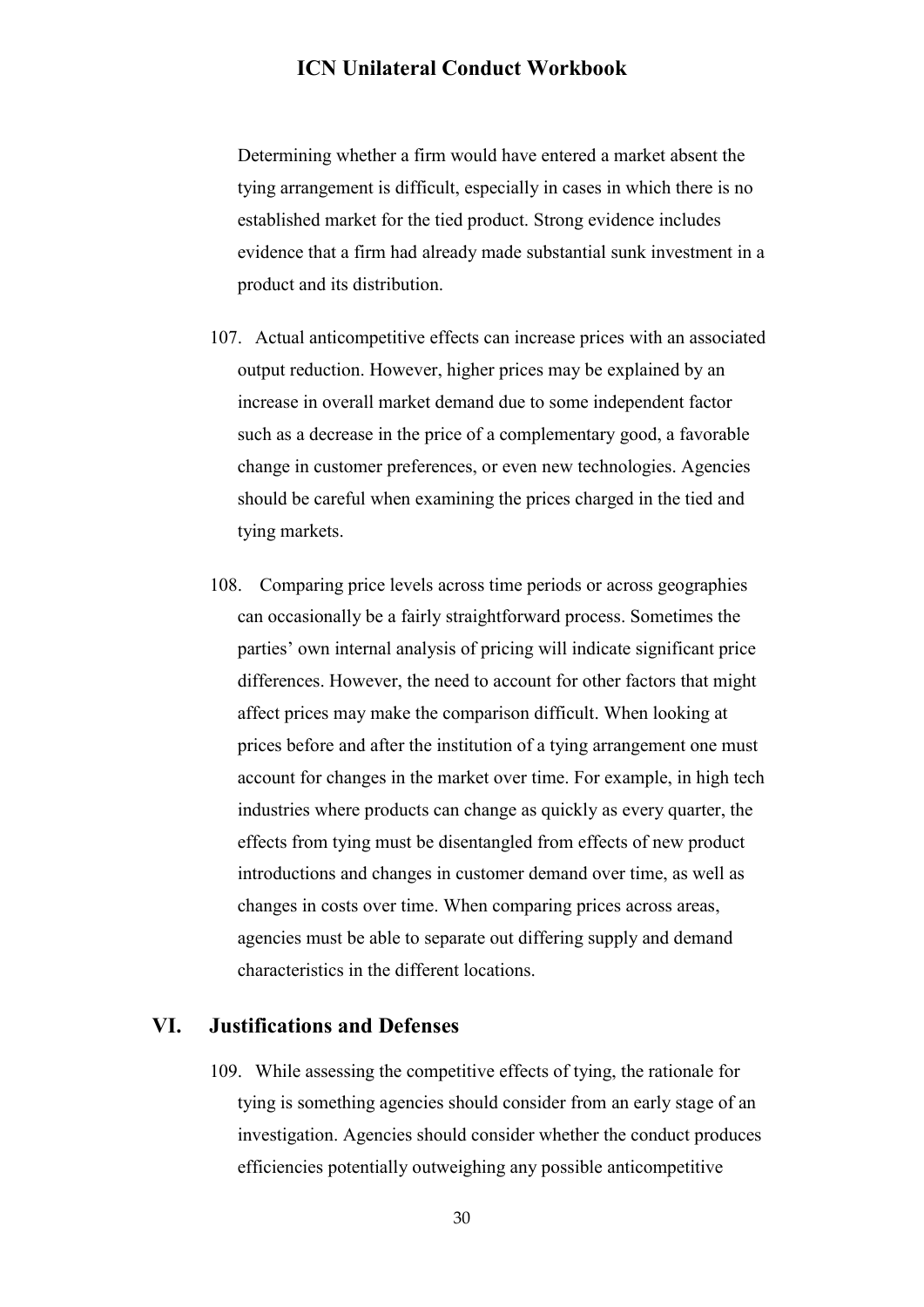Determining whether a firm would have entered a market absent the tying arrangement is difficult, especially in cases in which there is no established market for the tied product. Strong evidence includes evidence that a firm had already made substantial sunk investment in a product and its distribution.

107. Actual anticompetitive effects can increase prices with an associated output reduction. However, higher prices may be explained by an increase in overall market demand due to some independent factor such as a decrease in the price of a complementary good, a favorable change in customer preferences, or even new technologies. Agencies should be careful when examining the prices charged in the tied and tying markets.

108. Comparing price levels across time periods or across geographies can occasionally be a fairly straightforward process. Sometimes the parties' own internal analysis of pricing will indicate significant price differences. However, the need to account for other factors that might affect prices may make the comparison difficult. When looking at prices before and after the institution of a tying arrangement one must account for changes in the market over time. For example, in high tech industries where products can change as quickly as every quarter, the effects from tying must be disentangled from effects of new product introductions and changes in customer demand over time, as well as changes in costs over time. When comparing prices across areas, agencies must be able to separate out differing supply and demand characteristics in the different locations.

## VI. Justifications and Defenses

109. While assessing the competitive effects of tying, the rationale for tying is something agencies should consider from an early stage of an investigation. Agencies should consider whether the conduct produces efficiencies potentially outweighing any possible anticompetitive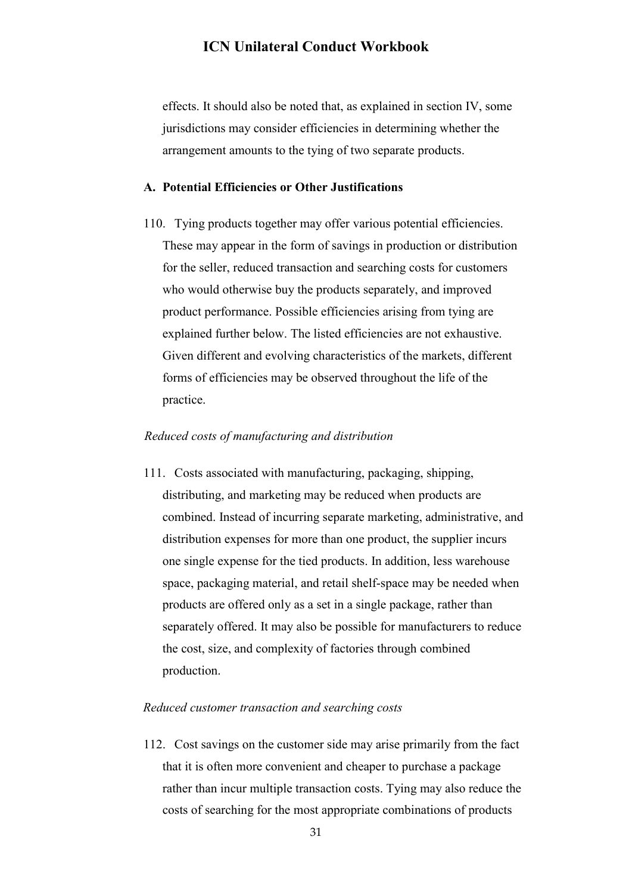effects. It should also be noted that, as explained in section IV, some jurisdictions may consider efficiencies in determining whether the arrangement amounts to the tying of two separate products.

## A. Potential Efficiencies or Other Justifications

110. Tying products together may offer various potential efficiencies. These may appear in the form of savings in production or distribution for the seller, reduced transaction and searching costs for customers who would otherwise buy the products separately, and improved product performance. Possible efficiencies arising from tying are explained further below. The listed efficiencies are not exhaustive. Given different and evolving characteristics of the markets, different forms of efficiencies may be observed throughout the life of the practice.

*Reduced costs of manufacturing and distribution*

111. Costs associated with manufacturing, packaging, shipping, distributing, and marketing may be reduced when products are combined. Instead of incurring separate marketing, administrative, and distribution expenses for more than one product, the supplier incurs one single expense for the tied products. In addition, less warehouse space, packaging material, and retail shelf-space may be needed when products are offered only as a set in a single package, rather than separately offered. It may also be possible for manufacturers to reduce the cost, size, and complexity of factories through combined production.

*Reduced customer transaction and searching costs*

112. Cost savings on the customer side may arise primarily from the fact that it is often more convenient and cheaper to purchase a package rather than incur multiple transaction costs. Tying may also reduce the costs of searching for the most appropriate combinations of products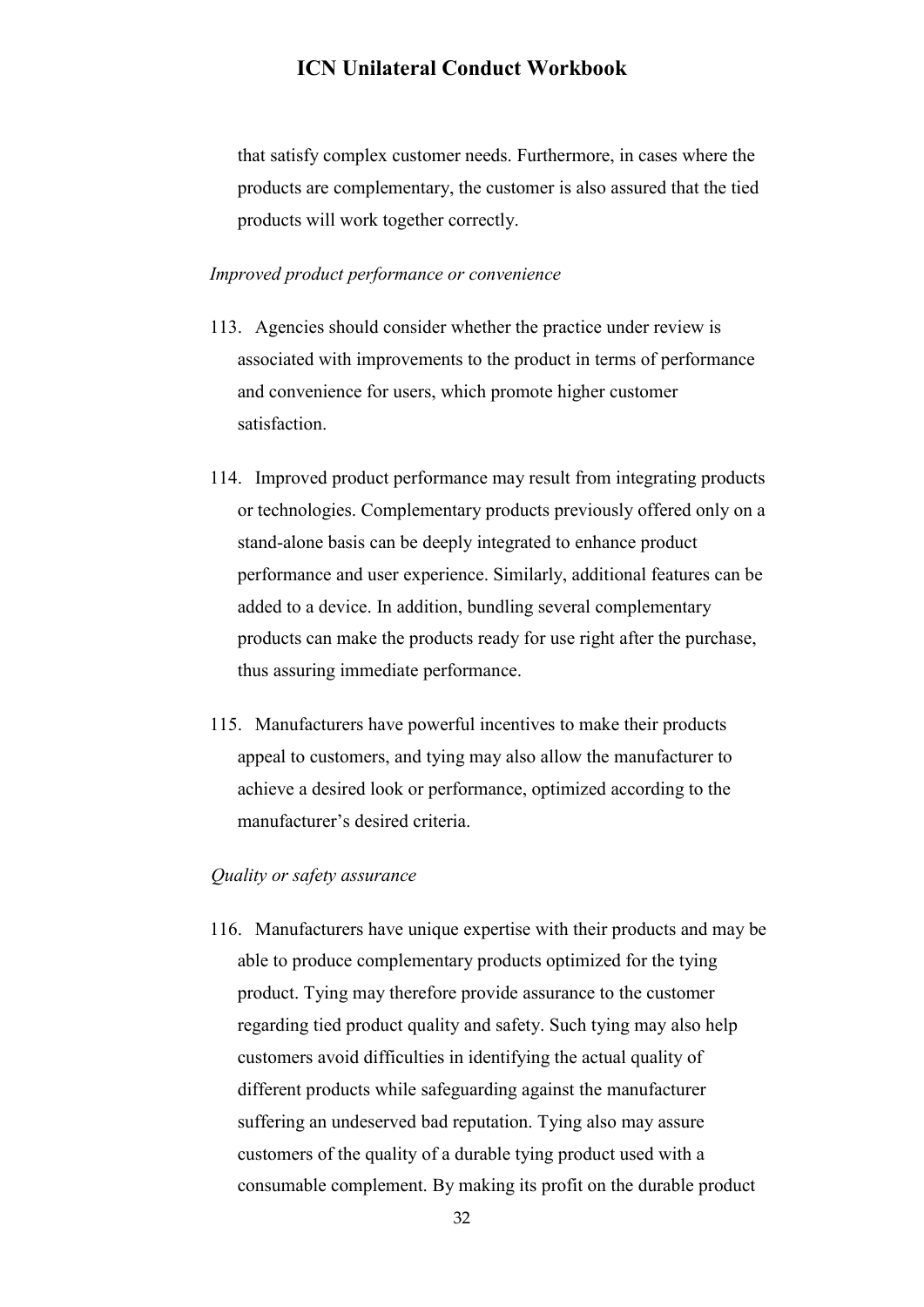that satisfy complex customer needs. Furthermore, in cases where the products are complementary, the customer is also assured that the tied products will work together correctly.

*Improved product performance or convenience*

113. Agencies should consider whether the practice under review is associated with improvements to the product in terms of performance and convenience for users, which promote higher customer satisfaction.

114. Improved product performance may result from integrating products or technologies. Complementary products previously offered only on a stand-alone basis can be deeply integrated to enhance product performance and user experience. Similarly, additional features can be added to a device. In addition, bundling several complementary products can make the products ready for use right after the purchase, thus assuring immediate performance.

115. Manufacturers have powerful incentives to make their products appeal to customers, and tying may also allow the manufacturer to achieve a desired look or performance, optimized according to the manufacturer's desired criteria.

*Quality or safety assurance*

116. Manufacturers have unique expertise with their products and may be able to produce complementary products optimized for the tying product. Tying may therefore provide assurance to the customer regarding tied product quality and safety. Such tying may also help customers avoid difficulties in identifying the actual quality of different products while safeguarding against the manufacturer suffering an undeserved bad reputation. Tying also may assure customers of the quality of a durable tying product used with a consumable complement. By making its profit on the durable product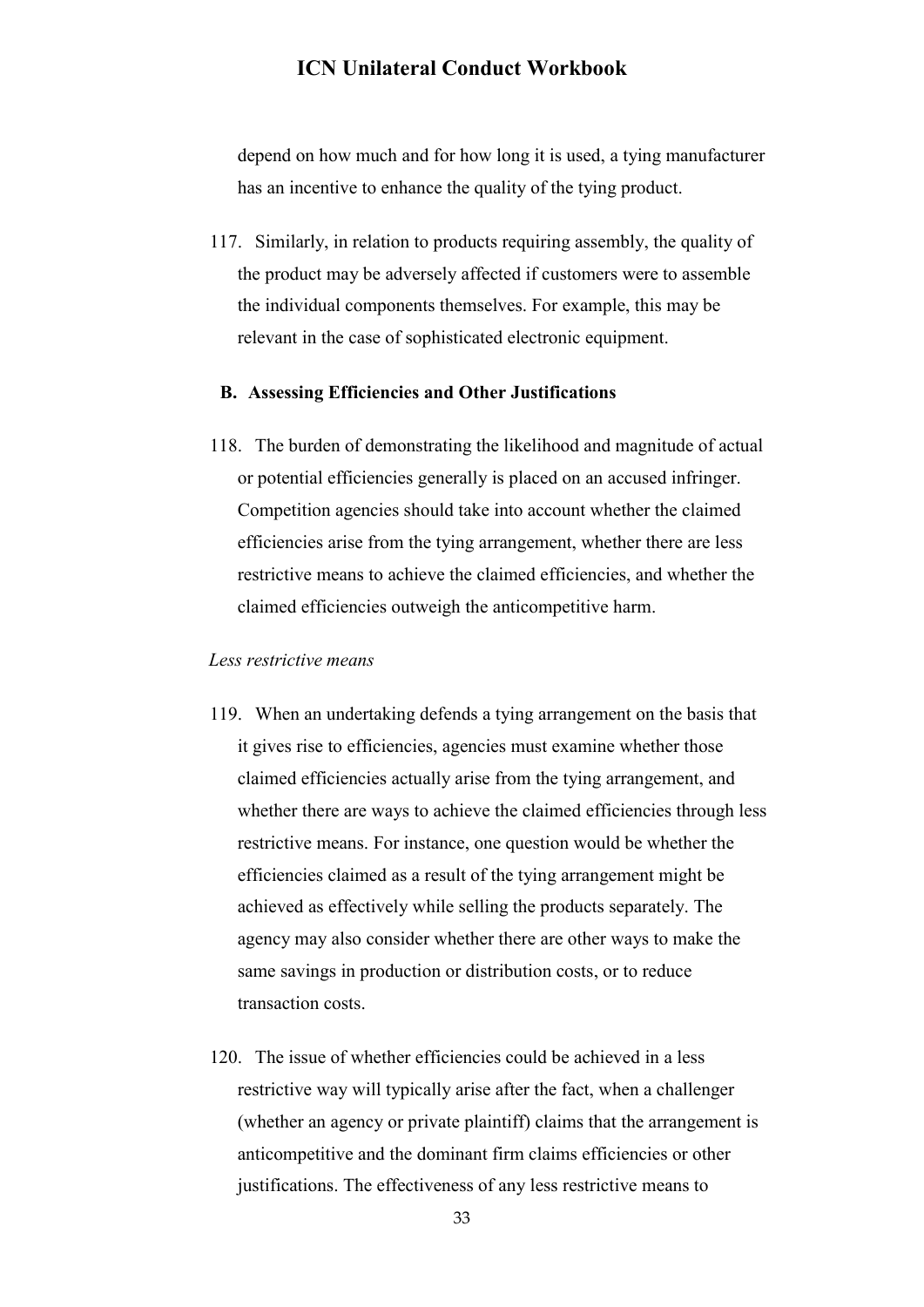depend on how much and for how long it is used, a tying manufacturer has an incentive to enhance the quality of the tying product.

117. Similarly, in relation to products requiring assembly, the quality of the product may be adversely affected if customers were to assemble the individual components themselves. For example, this may be relevant in the case of sophisticated electronic equipment.

## B. Assessing Efficiencies and Other Justifications

118. The burden of demonstrating the likelihood and magnitude of actual or potential efficiencies generally is placed on an accused infringer. Competition agencies should take into account whether the claimed efficiencies arise from the tying arrangement, whether there are less restrictive means to achieve the claimed efficiencies, and whether the claimed efficiencies outweigh the anticompetitive harm.

*Less restrictive means*

119. When an undertaking defends a tying arrangement on the basis that it gives rise to efficiencies, agencies must examine whether those claimed efficiencies actually arise from the tying arrangement, and whether there are ways to achieve the claimed efficiencies through less restrictive means. For instance, one question would be whether the efficiencies claimed as a result of the tying arrangement might be achieved as effectively while selling the products separately. The agency may also consider whether there are other ways to make the same savings in production or distribution costs, or to reduce transaction costs.

120. The issue of whether efficiencies could be achieved in a less restrictive way will typically arise after the fact, when a challenger (whether an agency or private plaintiff) claims that the arrangement is anticompetitive and the dominant firm claims efficiencies or other justifications. The effectiveness of any less restrictive means to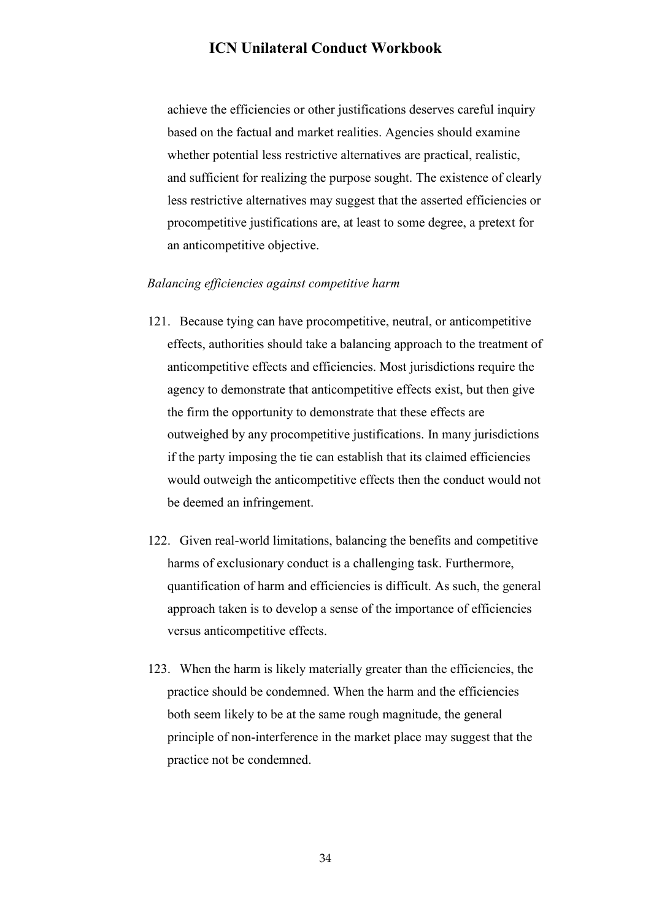achieve the efficiencies or other justifications deserves careful inquiry based on the factual and market realities. Agencies should examine whether potential less restrictive alternatives are practical, realistic, and sufficient for realizing the purpose sought. The existence of clearly less restrictive alternatives may suggest that the asserted efficiencies or procompetitive justifications are, at least to some degree, a pretext for an anticompetitive objective.

*Balancing efficiencies against competitive harm*

121. Because tying can have procompetitive, neutral, or anticompetitive effects, authorities should take a balancing approach to the treatment of anticompetitive effects and efficiencies. Most jurisdictions require the agency to demonstrate that anticompetitive effects exist, but then give the firm the opportunity to demonstrate that these effects are outweighed by any procompetitive justifications. In many jurisdictions if the party imposing the tie can establish that its claimed efficiencies would outweigh the anticompetitive effects then the conduct would not be deemed an infringement.

122. Given real-world limitations, balancing the benefits and competitive harms of exclusionary conduct is a challenging task. Furthermore, quantification of harm and efficiencies is difficult. As such, the general approach taken is to develop a sense of the importance of efficiencies versus anticompetitive effects.

123. When the harm is likely materially greater than the efficiencies, the practice should be condemned. When the harm and the efficiencies both seem likely to be at the same rough magnitude, the general principle of non-interference in the market place may suggest that the practice not be condemned.